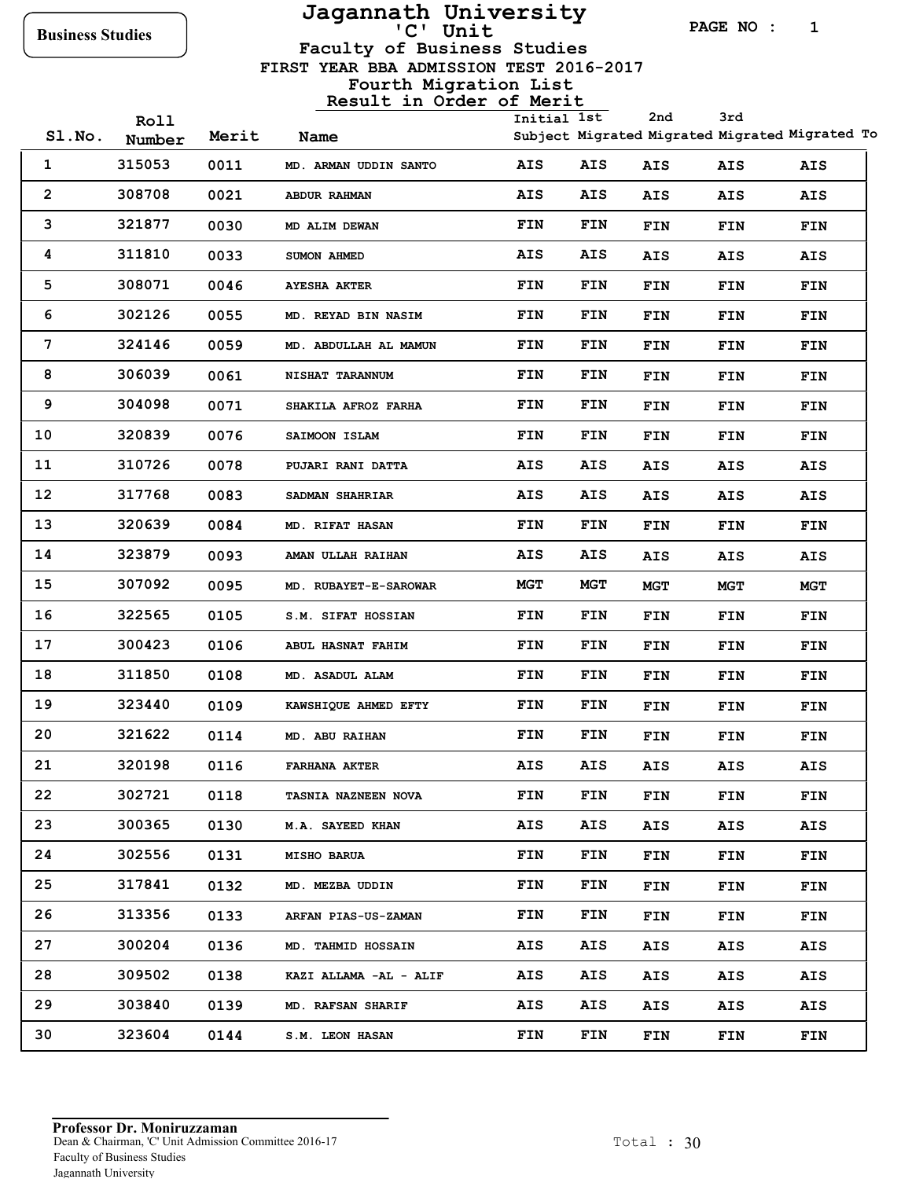Business Studies

# Jagannath University

## 'C' Unit

## Faculty of Business Studies

### FIRST YEAR BBA ADMISSION TEST 2016-2017

### Fourth Migration List

### Result in Order of Merit

| Sl.No. | Roll Number | Merit | Name | Initial Subject | 1st Migrated | 2nd Migrated | 3rd Migrated | Migrated To |
|---|---|---|---|---|---|---|---|---|
| 1 | 315053 | 0011 | MD. ARMAN UDDIN SANTO | AIS | AIS | AIS | AIS | AIS |
| 2 | 308708 | 0021 | ABDUR RAHMAN | AIS | AIS | AIS | AIS | AIS |
| 3 | 321877 | 0030 | MD ALIM DEWAN | FIN | FIN | FIN | FIN | FIN |
| 4 | 311810 | 0033 | SUMON AHMED | AIS | AIS | AIS | AIS | AIS |
| 5 | 308071 | 0046 | AYESHA AKTER | FIN | FIN | FIN | FIN | FIN |
| 6 | 302126 | 0055 | MD. REYAD BIN NASIM | FIN | FIN | FIN | FIN | FIN |
| 7 | 324146 | 0059 | MD. ABDULLAH AL MAMUN | FIN | FIN | FIN | FIN | FIN |
| 8 | 306039 | 0061 | NISHAT TARANNUM | FIN | FIN | FIN | FIN | FIN |
| 9 | 304098 | 0071 | SHAKILA AFROZ FARHA | FIN | FIN | FIN | FIN | FIN |
| 10 | 320839 | 0076 | SAIMOON ISLAM | FIN | FIN | FIN | FIN | FIN |
| 11 | 310726 | 0078 | PUJARI RANI DATTA | AIS | AIS | AIS | AIS | AIS |
| 12 | 317768 | 0083 | SADMAN SHAHRIAR | AIS | AIS | AIS | AIS | AIS |
| 13 | 320639 | 0084 | MD. RIFAT HASAN | FIN | FIN | FIN | FIN | FIN |
| 14 | 323879 | 0093 | AMAN ULLAH RAIHAN | AIS | AIS | AIS | AIS | AIS |
| 15 | 307092 | 0095 | MD. RUBAYET-E-SAROWAR | MGT | MGT | MGT | MGT | MGT |
| 16 | 322565 | 0105 | S.M. SIFAT HOSSIAN | FIN | FIN | FIN | FIN | FIN |
| 17 | 300423 | 0106 | ABUL HASNAT FAHIM | FIN | FIN | FIN | FIN | FIN |
| 18 | 311850 | 0108 | MD. ASADUL ALAM | FIN | FIN | FIN | FIN | FIN |
| 19 | 323440 | 0109 | KAWSHIQUE AHMED EFTY | FIN | FIN | FIN | FIN | FIN |
| 20 | 321622 | 0114 | MD. ABU RAIHAN | FIN | FIN | FIN | FIN | FIN |
| 21 | 320198 | 0116 | FARHANA AKTER | AIS | AIS | AIS | AIS | AIS |
| 22 | 302721 | 0118 | TASNIA NAZNEEN NOVA | FIN | FIN | FIN | FIN | FIN |
| 23 | 300365 | 0130 | M.A. SAYEED KHAN | AIS | AIS | AIS | AIS | AIS |
| 24 | 302556 | 0131 | MISHO BARUA | FIN | FIN | FIN | FIN | FIN |
| 25 | 317841 | 0132 | MD. MEZBA UDDIN | FIN | FIN | FIN | FIN | FIN |
| 26 | 313356 | 0133 | ARFAN PIAS-US-ZAMAN | FIN | FIN | FIN | FIN | FIN |
| 27 | 300204 | 0136 | MD. TAHMID HOSSAIN | AIS | AIS | AIS | AIS | AIS |
| 28 | 309502 | 0138 | KAZI ALLAMA -AL - ALIF | AIS | AIS | AIS | AIS | AIS |
| 29 | 303840 | 0139 | MD. RAFSAN SHARIF | AIS | AIS | AIS | AIS | AIS |
| 30 | 323604 | 0144 | S.M. LEON HASAN | FIN | FIN | FIN | FIN | FIN |

**Professor Dr. Moniruzzaman**
Dean & Chairman, 'C' Unit Admission Committee 2016-17
Faculty of Business Studies
Jagannath University

Total : 30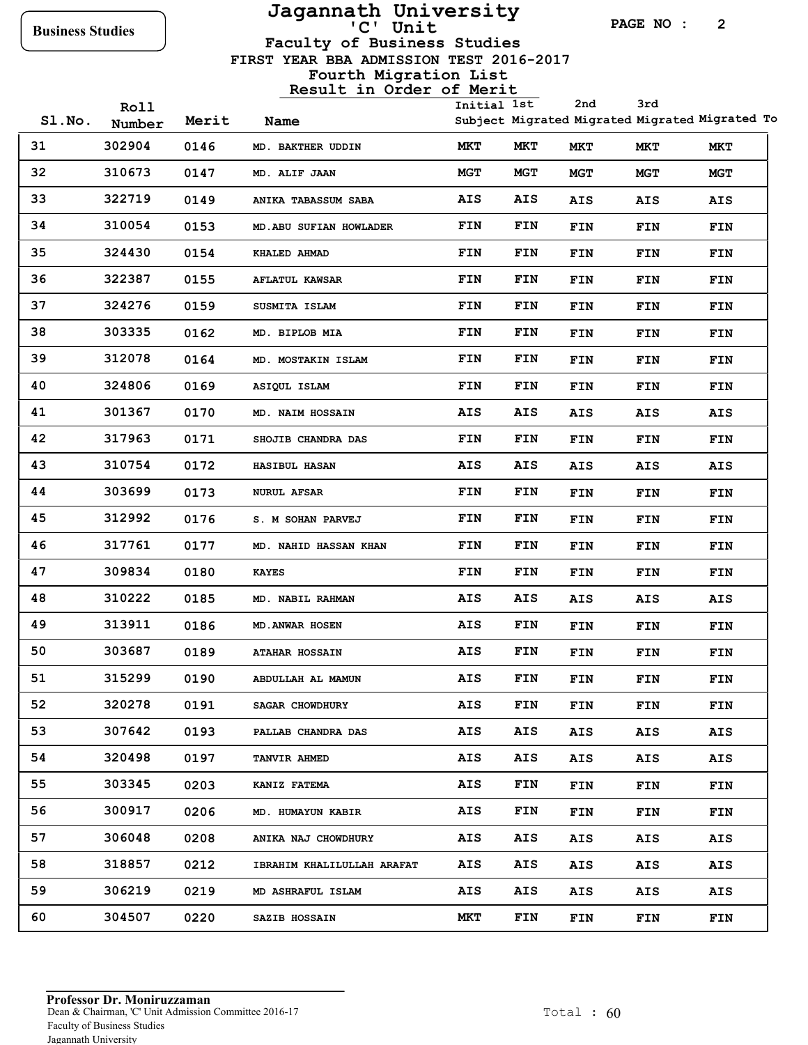Business Studies

# Jagannath University

## 'C' Unit

### Faculty of Business Studies

### FIRST YEAR BBA ADMISSION TEST 2016-2017

### Fourth Migration List

### Result in Order of Merit

| Sl.No. | Roll Number | Merit | Name | Initial Subject | 1st Migrated | 2nd Migrated | 3rd Migrated | Migrated To |
|---|---|---|---|---|---|---|---|---|
| 31 | 302904 | 0146 | MD. BAKTHER UDDIN | MKT | MKT | MKT | MKT | MKT |
| 32 | 310673 | 0147 | MD. ALIF JAAN | MGT | MGT | MGT | MGT | MGT |
| 33 | 322719 | 0149 | ANIKA TABASSUM SABA | AIS | AIS | AIS | AIS | AIS |
| 34 | 310054 | 0153 | MD.ABU SUFIAN HOWLADER | FIN | FIN | FIN | FIN | FIN |
| 35 | 324430 | 0154 | KHALED AHMAD | FIN | FIN | FIN | FIN | FIN |
| 36 | 322387 | 0155 | AFLATUL KAWSAR | FIN | FIN | FIN | FIN | FIN |
| 37 | 324276 | 0159 | SUSMITA ISLAM | FIN | FIN | FIN | FIN | FIN |
| 38 | 303335 | 0162 | MD. BIPLOB MIA | FIN | FIN | FIN | FIN | FIN |
| 39 | 312078 | 0164 | MD. MOSTAKIN ISLAM | FIN | FIN | FIN | FIN | FIN |
| 40 | 324806 | 0169 | ASIQUL ISLAM | FIN | FIN | FIN | FIN | FIN |
| 41 | 301367 | 0170 | MD. NAIM HOSSAIN | AIS | AIS | AIS | AIS | AIS |
| 42 | 317963 | 0171 | SHOJIB CHANDRA DAS | FIN | FIN | FIN | FIN | FIN |
| 43 | 310754 | 0172 | HASIBUL HASAN | AIS | AIS | AIS | AIS | AIS |
| 44 | 303699 | 0173 | NURUL AFSAR | FIN | FIN | FIN | FIN | FIN |
| 45 | 312992 | 0176 | S. M SOHAN PARVEJ | FIN | FIN | FIN | FIN | FIN |
| 46 | 317761 | 0177 | MD. NAHID HASSAN KHAN | FIN | FIN | FIN | FIN | FIN |
| 47 | 309834 | 0180 | KAYES | FIN | FIN | FIN | FIN | FIN |
| 48 | 310222 | 0185 | MD. NABIL RAHMAN | AIS | AIS | AIS | AIS | AIS |
| 49 | 313911 | 0186 | MD.ANWAR HOSEN | AIS | FIN | FIN | FIN | FIN |
| 50 | 303687 | 0189 | ATAHAR HOSSAIN | AIS | FIN | FIN | FIN | FIN |
| 51 | 315299 | 0190 | ABDULLAH AL MAMUN | AIS | FIN | FIN | FIN | FIN |
| 52 | 320278 | 0191 | SAGAR CHOWDHURY | AIS | FIN | FIN | FIN | FIN |
| 53 | 307642 | 0193 | PALLAB CHANDRA DAS | AIS | AIS | AIS | AIS | AIS |
| 54 | 320498 | 0197 | TANVIR AHMED | AIS | AIS | AIS | AIS | AIS |
| 55 | 303345 | 0203 | KANIZ FATEMA | AIS | FIN | FIN | FIN | FIN |
| 56 | 300917 | 0206 | MD. HUMAYUN KABIR | AIS | FIN | FIN | FIN | FIN |
| 57 | 306048 | 0208 | ANIKA NAJ CHOWDHURY | AIS | AIS | AIS | AIS | AIS |
| 58 | 318857 | 0212 | IBRAHIM KHALILULLAH ARAFAT | AIS | AIS | AIS | AIS | AIS |
| 59 | 306219 | 0219 | MD ASHRAFUL ISLAM | AIS | AIS | AIS | AIS | AIS |
| 60 | 304507 | 0220 | SAZIB HOSSAIN | MKT | FIN | FIN | FIN | FIN |

**Professor Dr. Moniruzzaman**
Dean & Chairman, 'C' Unit Admission Committee 2016-17
Faculty of Business Studies
Jagannath University

Total : 60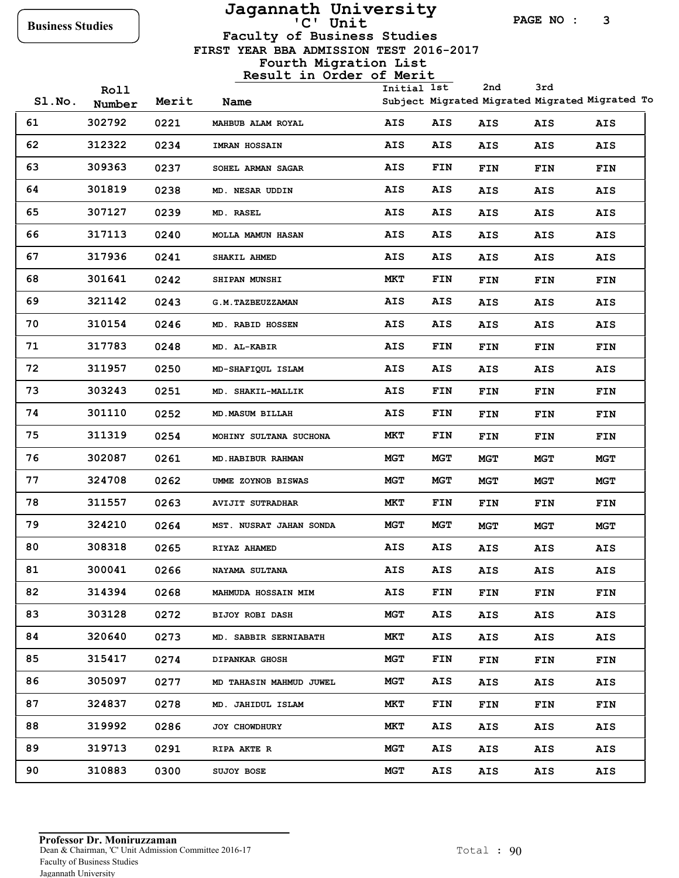Business Studies

# Jagannath University
## 'C' Unit
### Faculty of Business Studies
### FIRST YEAR BBA ADMISSION TEST 2016-2017
### Fourth Migration List
### Result in Order of Merit

| Sl.No. | Roll Number | Merit | Name | Initial Subject | 1st Migrated | 2nd Migrated | 3rd Migrated | Migrated To |
|---|---|---|---|---|---|---|---|---|
| 61 | 302792 | 0221 | MAHBUB ALAM ROYAL | AIS | AIS | AIS | AIS | AIS |
| 62 | 312322 | 0234 | IMRAN HOSSAIN | AIS | AIS | AIS | AIS | AIS |
| 63 | 309363 | 0237 | SOHEL ARMAN SAGAR | AIS | FIN | FIN | FIN | FIN |
| 64 | 301819 | 0238 | MD. NESAR UDDIN | AIS | AIS | AIS | AIS | AIS |
| 65 | 307127 | 0239 | MD. RASEL | AIS | AIS | AIS | AIS | AIS |
| 66 | 317113 | 0240 | MOLLA MAMUN HASAN | AIS | AIS | AIS | AIS | AIS |
| 67 | 317936 | 0241 | SHAKIL AHMED | AIS | AIS | AIS | AIS | AIS |
| 68 | 301641 | 0242 | SHIPAN MUNSHI | MKT | FIN | FIN | FIN | FIN |
| 69 | 321142 | 0243 | G.M.TAZBEUZZAMAN | AIS | AIS | AIS | AIS | AIS |
| 70 | 310154 | 0246 | MD. RABID HOSSEN | AIS | AIS | AIS | AIS | AIS |
| 71 | 317783 | 0248 | MD. AL-KABIR | AIS | FIN | FIN | FIN | FIN |
| 72 | 311957 | 0250 | MD-SHAFIQUL ISLAM | AIS | AIS | AIS | AIS | AIS |
| 73 | 303243 | 0251 | MD. SHAKIL-MALLIK | AIS | FIN | FIN | FIN | FIN |
| 74 | 301110 | 0252 | MD.MASUM BILLAH | AIS | FIN | FIN | FIN | FIN |
| 75 | 311319 | 0254 | MOHINY SULTANA SUCHONA | MKT | FIN | FIN | FIN | FIN |
| 76 | 302087 | 0261 | MD.HABIBUR RAHMAN | MGT | MGT | MGT | MGT | MGT |
| 77 | 324708 | 0262 | UMME ZOYNOB BISWAS | MGT | MGT | MGT | MGT | MGT |
| 78 | 311557 | 0263 | AVIJIT SUTRADHAR | MKT | FIN | FIN | FIN | FIN |
| 79 | 324210 | 0264 | MST. NUSRAT JAHAN SONDA | MGT | MGT | MGT | MGT | MGT |
| 80 | 308318 | 0265 | RIYAZ AHAMED | AIS | AIS | AIS | AIS | AIS |
| 81 | 300041 | 0266 | NAYAMA SULTANA | AIS | AIS | AIS | AIS | AIS |
| 82 | 314394 | 0268 | MAHMUDA HOSSAIN MIM | AIS | FIN | FIN | FIN | FIN |
| 83 | 303128 | 0272 | BIJOY ROBI DASH | MGT | AIS | AIS | AIS | AIS |
| 84 | 320640 | 0273 | MD. SABBIR SERNIABATH | MKT | AIS | AIS | AIS | AIS |
| 85 | 315417 | 0274 | DIPANKAR GHOSH | MGT | FIN | FIN | FIN | FIN |
| 86 | 305097 | 0277 | MD TAHASIN MAHMUD JUWEL | MGT | AIS | AIS | AIS | AIS |
| 87 | 324837 | 0278 | MD. JAHIDUL ISLAM | MKT | FIN | FIN | FIN | FIN |
| 88 | 319992 | 0286 | JOY CHOWDHURY | MKT | AIS | AIS | AIS | AIS |
| 89 | 319713 | 0291 | RIPA AKTE R | MGT | AIS | AIS | AIS | AIS |
| 90 | 310883 | 0300 | SUJOY BOSE | MGT | AIS | AIS | AIS | AIS |

**Professor Dr. Moniruzzaman**
Dean & Chairman, 'C' Unit Admission Committee 2016-17
Faculty of Business Studies
Jagannath University

Total : 90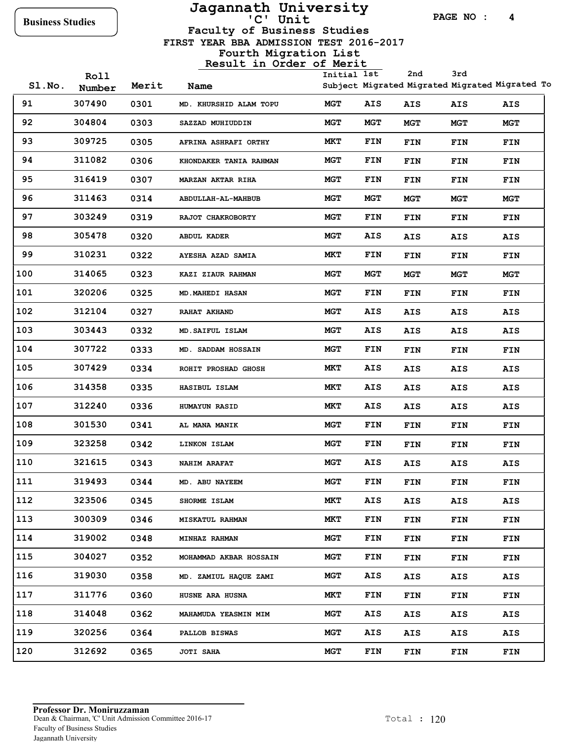Business Studies

# Jagannath University

## 'C' Unit

### Faculty of Business Studies

FIRST YEAR BBA ADMISSION TEST 2016-2017

Fourth Migration List

Result in Order of Merit

| Sl.No. | Roll Number | Merit | Name | Initial Subject | 1st Migrated | 2nd Migrated | 3rd Migrated | Migrated To |
|---|---|---|---|---|---|---|---|---|
| 91 | 307490 | 0301 | MD. KHURSHID ALAM TOPU | MGT | AIS | AIS | AIS | AIS |
| 92 | 304804 | 0303 | SAZZAD MUHIUDDIN | MGT | MGT | MGT | MGT | MGT |
| 93 | 309725 | 0305 | AFRINA ASHRAFI ORTHY | MKT | FIN | FIN | FIN | FIN |
| 94 | 311082 | 0306 | KHONDAKER TANIA RAHMAN | MGT | FIN | FIN | FIN | FIN |
| 95 | 316419 | 0307 | MARZAN AKTAR RIHA | MGT | FIN | FIN | FIN | FIN |
| 96 | 311463 | 0314 | ABDULLAH-AL-MAHBUB | MGT | MGT | MGT | MGT | MGT |
| 97 | 303249 | 0319 | RAJOT CHAKROBORTY | MGT | FIN | FIN | FIN | FIN |
| 98 | 305478 | 0320 | ABDUL KADER | MGT | AIS | AIS | AIS | AIS |
| 99 | 310231 | 0322 | AYESHA AZAD SAMIA | MKT | FIN | FIN | FIN | FIN |
| 100 | 314065 | 0323 | KAZI ZIAUR RAHMAN | MGT | MGT | MGT | MGT | MGT |
| 101 | 320206 | 0325 | MD.MAHEDI HASAN | MGT | FIN | FIN | FIN | FIN |
| 102 | 312104 | 0327 | RAHAT AKHAND | MGT | AIS | AIS | AIS | AIS |
| 103 | 303443 | 0332 | MD.SAIFUL ISLAM | MGT | AIS | AIS | AIS | AIS |
| 104 | 307722 | 0333 | MD. SADDAM HOSSAIN | MGT | FIN | FIN | FIN | FIN |
| 105 | 307429 | 0334 | ROHIT PROSHAD GHOSH | MKT | AIS | AIS | AIS | AIS |
| 106 | 314358 | 0335 | HASIBUL ISLAM | MKT | AIS | AIS | AIS | AIS |
| 107 | 312240 | 0336 | HUMAYUN RASID | MKT | AIS | AIS | AIS | AIS |
| 108 | 301530 | 0341 | AL MANA MANIK | MGT | FIN | FIN | FIN | FIN |
| 109 | 323258 | 0342 | LINKON ISLAM | MGT | FIN | FIN | FIN | FIN |
| 110 | 321615 | 0343 | NAHIM ARAFAT | MGT | AIS | AIS | AIS | AIS |
| 111 | 319493 | 0344 | MD. ABU NAYEEM | MGT | FIN | FIN | FIN | FIN |
| 112 | 323506 | 0345 | SHORME ISLAM | MKT | AIS | AIS | AIS | AIS |
| 113 | 300309 | 0346 | MISKATUL RAHMAN | MKT | FIN | FIN | FIN | FIN |
| 114 | 319002 | 0348 | MINHAZ RAHMAN | MGT | FIN | FIN | FIN | FIN |
| 115 | 304027 | 0352 | MOHAMMAD AKBAR HOSSAIN | MGT | FIN | FIN | FIN | FIN |
| 116 | 319030 | 0358 | MD. ZAMIUL HAQUE ZAMI | MGT | AIS | AIS | AIS | AIS |
| 117 | 311776 | 0360 | HUSNE ARA HUSNA | MKT | FIN | FIN | FIN | FIN |
| 118 | 314048 | 0362 | MAHAMUDA YEASMIN MIM | MGT | AIS | AIS | AIS | AIS |
| 119 | 320256 | 0364 | PALLOB BISWAS | MGT | AIS | AIS | AIS | AIS |
| 120 | 312692 | 0365 | JOTI SAHA | MGT | FIN | FIN | FIN | FIN |

**Professor Dr. Moniruzzaman**
Dean & Chairman, 'C' Unit Admission Committee 2016-17
Faculty of Business Studies
Jagannath University

Total : 120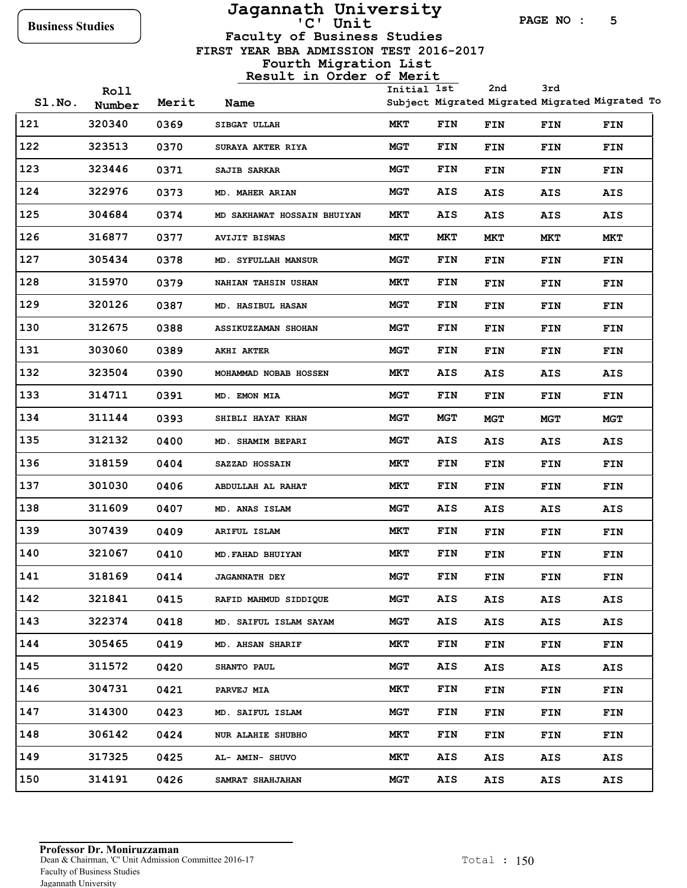Business Studies

# Jagannath University

## 'C' Unit

### Faculty of Business Studies

FIRST YEAR BBA ADMISSION TEST 2016-2017

Fourth Migration List

Result in Order of Merit

| Sl.No. | Roll Number | Merit | Name | Initial Subject | 1st Migrated | 2nd Migrated | 3rd Migrated | Migrated To |
|---|---|---|---|---|---|---|---|---|
| 121 | 320340 | 0369 | SIBGAT ULLAH | MKT | FIN | FIN | FIN | FIN |
| 122 | 323513 | 0370 | SURAYA AKTER RIYA | MGT | FIN | FIN | FIN | FIN |
| 123 | 323446 | 0371 | SAJIB SARKAR | MGT | FIN | FIN | FIN | FIN |
| 124 | 322976 | 0373 | MD. MAHER ARIAN | MGT | AIS | AIS | AIS | AIS |
| 125 | 304684 | 0374 | MD SAKHAWAT HOSSAIN BHUIYAN | MKT | AIS | AIS | AIS | AIS |
| 126 | 316877 | 0377 | AVIJIT BISWAS | MKT | MKT | MKT | MKT | MKT |
| 127 | 305434 | 0378 | MD. SYFULLAH MANSUR | MGT | FIN | FIN | FIN | FIN |
| 128 | 315970 | 0379 | NAHIAN TAHSIN USHAN | MKT | FIN | FIN | FIN | FIN |
| 129 | 320126 | 0387 | MD. HASIBUL HASAN | MGT | FIN | FIN | FIN | FIN |
| 130 | 312675 | 0388 | ASSIKUZZAMAN SHOHAN | MGT | FIN | FIN | FIN | FIN |
| 131 | 303060 | 0389 | AKHI AKTER | MGT | FIN | FIN | FIN | FIN |
| 132 | 323504 | 0390 | MOHAMMAD NOBAB HOSSEN | MKT | AIS | AIS | AIS | AIS |
| 133 | 314711 | 0391 | MD. EMON MIA | MGT | FIN | FIN | FIN | FIN |
| 134 | 311144 | 0393 | SHIBLI HAYAT KHAN | MGT | MGT | MGT | MGT | MGT |
| 135 | 312132 | 0400 | MD. SHAMIM BEPARI | MGT | AIS | AIS | AIS | AIS |
| 136 | 318159 | 0404 | SAZZAD HOSSAIN | MKT | FIN | FIN | FIN | FIN |
| 137 | 301030 | 0406 | ABDULLAH AL RAHAT | MKT | FIN | FIN | FIN | FIN |
| 138 | 311609 | 0407 | MD. ANAS ISLAM | MGT | AIS | AIS | AIS | AIS |
| 139 | 307439 | 0409 | ARIFUL ISLAM | MKT | FIN | FIN | FIN | FIN |
| 140 | 321067 | 0410 | MD.FAHAD BHUIYAN | MKT | FIN | FIN | FIN | FIN |
| 141 | 318169 | 0414 | JAGANNATH DEY | MGT | FIN | FIN | FIN | FIN |
| 142 | 321841 | 0415 | RAFID MAHMUD SIDDIQUE | MGT | AIS | AIS | AIS | AIS |
| 143 | 322374 | 0418 | MD. SAIFUL ISLAM SAYAM | MGT | AIS | AIS | AIS | AIS |
| 144 | 305465 | 0419 | MD. AHSAN SHARIF | MKT | FIN | FIN | FIN | FIN |
| 145 | 311572 | 0420 | SHANTO PAUL | MGT | AIS | AIS | AIS | AIS |
| 146 | 304731 | 0421 | PARVEJ MIA | MKT | FIN | FIN | FIN | FIN |
| 147 | 314300 | 0423 | MD. SAIFUL ISLAM | MGT | FIN | FIN | FIN | FIN |
| 148 | 306142 | 0424 | NUR ALAHIE SHUBHO | MKT | FIN | FIN | FIN | FIN |
| 149 | 317325 | 0425 | AL- AMIN- SHUVO | MKT | AIS | AIS | AIS | AIS |
| 150 | 314191 | 0426 | SAMRAT SHAHJAHAN | MGT | AIS | AIS | AIS | AIS |

**Professor Dr. Moniruzzaman**
Dean & Chairman, 'C' Unit Admission Committee 2016-17
Faculty of Business Studies
Jagannath University

Total : 150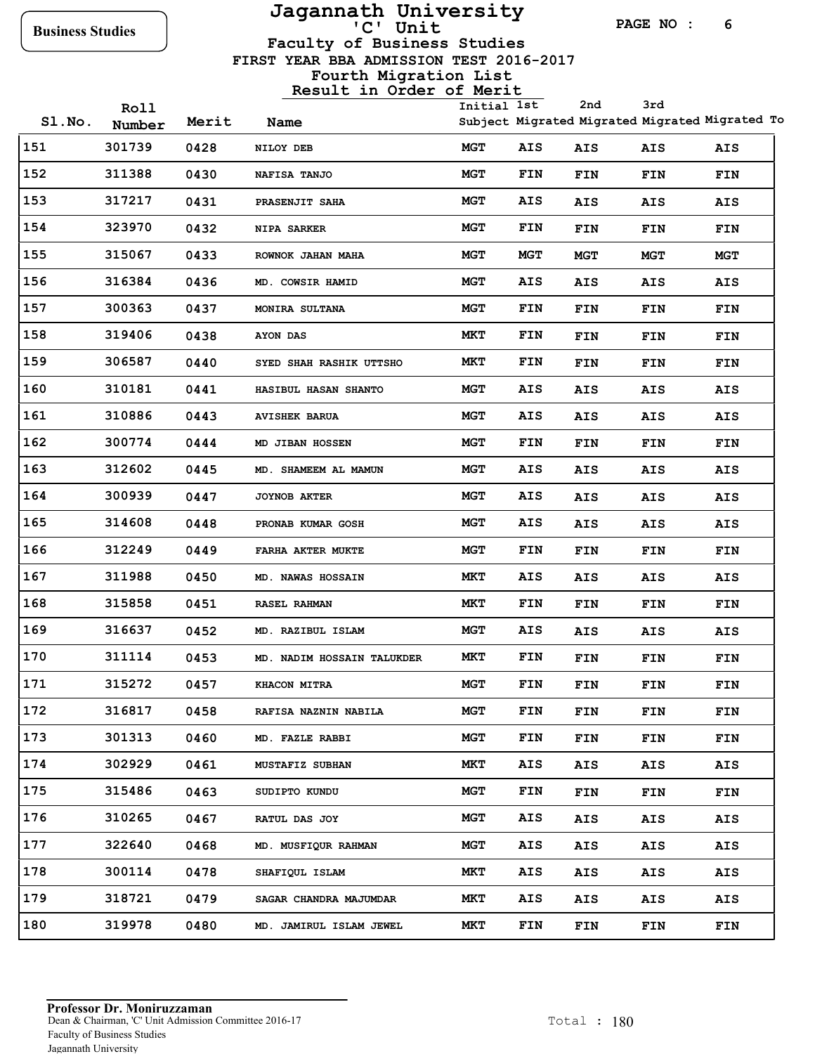Business Studies

# Jagannath University

## 'C' Unit

### Faculty of Business Studies

### FIRST YEAR BBA ADMISSION TEST 2016-2017

### Fourth Migration List

### Result in Order of Merit

| Sl.No. | Roll Number | Merit | Name | Initial Subject | 1st Migrated | 2nd Migrated | 3rd Migrated | Migrated To |
|---|---|---|---|---|---|---|---|---|
| 151 | 301739 | 0428 | NILOY DEB | MGT | AIS | AIS | AIS | AIS |
| 152 | 311388 | 0430 | NAFISA TANJO | MGT | FIN | FIN | FIN | FIN |
| 153 | 317217 | 0431 | PRASENJIT SAHA | MGT | AIS | AIS | AIS | AIS |
| 154 | 323970 | 0432 | NIPA SARKER | MGT | FIN | FIN | FIN | FIN |
| 155 | 315067 | 0433 | ROWNOK JAHAN MAHA | MGT | MGT | MGT | MGT | MGT |
| 156 | 316384 | 0436 | MD. COWSIR HAMID | MGT | AIS | AIS | AIS | AIS |
| 157 | 300363 | 0437 | MONIRA SULTANA | MGT | FIN | FIN | FIN | FIN |
| 158 | 319406 | 0438 | AYON DAS | MKT | FIN | FIN | FIN | FIN |
| 159 | 306587 | 0440 | SYED SHAH RASHIK UTTSHO | MKT | FIN | FIN | FIN | FIN |
| 160 | 310181 | 0441 | HASIBUL HASAN SHANTO | MGT | AIS | AIS | AIS | AIS |
| 161 | 310886 | 0443 | AVISHEK BARUA | MGT | AIS | AIS | AIS | AIS |
| 162 | 300774 | 0444 | MD JIBAN HOSSEN | MGT | FIN | FIN | FIN | FIN |
| 163 | 312602 | 0445 | MD. SHAMEEM AL MAMUN | MGT | AIS | AIS | AIS | AIS |
| 164 | 300939 | 0447 | JOYNOB AKTER | MGT | AIS | AIS | AIS | AIS |
| 165 | 314608 | 0448 | PRONAB KUMAR GOSH | MGT | AIS | AIS | AIS | AIS |
| 166 | 312249 | 0449 | FARHA AKTER MUKTE | MGT | FIN | FIN | FIN | FIN |
| 167 | 311988 | 0450 | MD. NAWAS HOSSAIN | MKT | AIS | AIS | AIS | AIS |
| 168 | 315858 | 0451 | RASEL RAHMAN | MKT | FIN | FIN | FIN | FIN |
| 169 | 316637 | 0452 | MD. RAZIBUL ISLAM | MGT | AIS | AIS | AIS | AIS |
| 170 | 311114 | 0453 | MD. NADIM HOSSAIN TALUKDER | MKT | FIN | FIN | FIN | FIN |
| 171 | 315272 | 0457 | KHACON MITRA | MGT | FIN | FIN | FIN | FIN |
| 172 | 316817 | 0458 | RAFISA NAZNIN NABILA | MGT | FIN | FIN | FIN | FIN |
| 173 | 301313 | 0460 | MD. FAZLE RABBI | MGT | FIN | FIN | FIN | FIN |
| 174 | 302929 | 0461 | MUSTAFIZ SUBHAN | MKT | AIS | AIS | AIS | AIS |
| 175 | 315486 | 0463 | SUDIPTO KUNDU | MGT | FIN | FIN | FIN | FIN |
| 176 | 310265 | 0467 | RATUL DAS JOY | MGT | AIS | AIS | AIS | AIS |
| 177 | 322640 | 0468 | MD. MUSFIQUR RAHMAN | MGT | AIS | AIS | AIS | AIS |
| 178 | 300114 | 0478 | SHAFIQUL ISLAM | MKT | AIS | AIS | AIS | AIS |
| 179 | 318721 | 0479 | SAGAR CHANDRA MAJUMDAR | MKT | AIS | AIS | AIS | AIS |
| 180 | 319978 | 0480 | MD. JAMIRUL ISLAM JEWEL | MKT | FIN | FIN | FIN | FIN |

**Professor Dr. Moniruzzaman**
Dean & Chairman, 'C' Unit Admission Committee 2016-17
Faculty of Business Studies
Jagannath University

Total : 180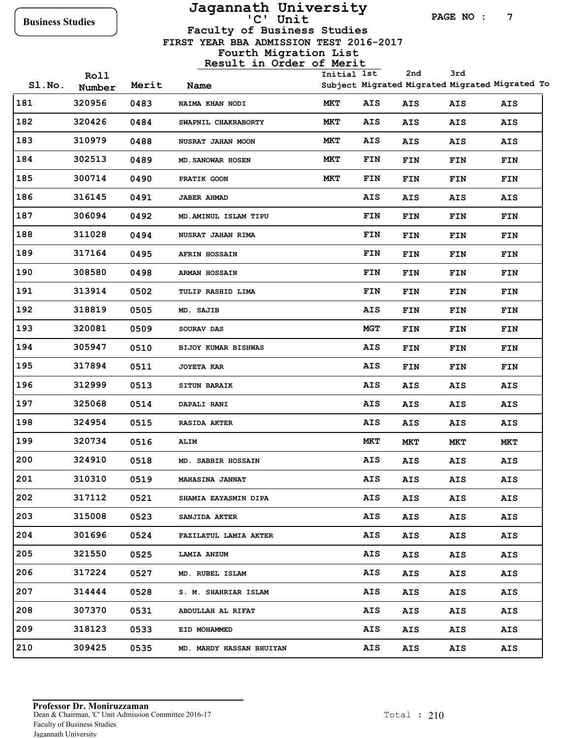Business Studies

# Jagannath University

## 'C' Unit

### Faculty of Business Studies

### FIRST YEAR BBA ADMISSION TEST 2016-2017

### Fourth Migration List

### Result in Order of Merit

| Sl.No. | Roll Number | Merit | Name | Initial Subject | 1st Migrated | 2nd Migrated | 3rd Migrated | Migrated To |
|---|---|---|---|---|---|---|---|---|
| 181 | 320956 | 0483 | NAIMA KHAN NODI | MKT | AIS | AIS | AIS | AIS |
| 182 | 320426 | 0484 | SWAPNIL CHAKRABORTY | MKT | AIS | AIS | AIS | AIS |
| 183 | 310979 | 0488 | NUSRAT JAHAN MOON | MKT | AIS | AIS | AIS | AIS |
| 184 | 302513 | 0489 | MD.SANOWAR HOSEN | MKT | FIN | FIN | FIN | FIN |
| 185 | 300714 | 0490 | PRATIK GOON | MKT | FIN | FIN | FIN | FIN |
| 186 | 316145 | 0491 | JABER AHMAD | | AIS | AIS | AIS | AIS |
| 187 | 306094 | 0492 | MD.AMINUL ISLAM TIPU | | FIN | FIN | FIN | FIN |
| 188 | 311028 | 0494 | NUSRAT JAHAN RIMA | | FIN | FIN | FIN | FIN |
| 189 | 317164 | 0495 | AFRIN HOSSAIN | | FIN | FIN | FIN | FIN |
| 190 | 308580 | 0498 | ARMAN HOSSAIN | | FIN | FIN | FIN | FIN |
| 191 | 313914 | 0502 | TULIP RASHID LIMA | | FIN | FIN | FIN | FIN |
| 192 | 318819 | 0505 | MD. SAJIB | | AIS | FIN | FIN | FIN |
| 193 | 320081 | 0509 | SOURAV DAS | | MGT | FIN | FIN | FIN |
| 194 | 305947 | 0510 | BIJOY KUMAR BISHWAS | | AIS | FIN | FIN | FIN |
| 195 | 317894 | 0511 | JOYETA KAR | | AIS | FIN | FIN | FIN |
| 196 | 312999 | 0513 | SITUN BARAIK | | AIS | AIS | AIS | AIS |
| 197 | 325068 | 0514 | DAPALI RANI | | AIS | AIS | AIS | AIS |
| 198 | 324954 | 0515 | RASIDA AKTER | | AIS | AIS | AIS | AIS |
| 199 | 320734 | 0516 | ALIM | | MKT | MKT | MKT | MKT |
| 200 | 324910 | 0518 | MD. SABBIR HOSSAIN | | AIS | AIS | AIS | AIS |
| 201 | 310310 | 0519 | MAHASINA JANNAT | | AIS | AIS | AIS | AIS |
| 202 | 317112 | 0521 | SHAMIA EAYASMIN DIPA | | AIS | AIS | AIS | AIS |
| 203 | 315008 | 0523 | SANJIDA AKTER | | AIS | AIS | AIS | AIS |
| 204 | 301696 | 0524 | FAZILATUL LAMIA AKTER | | AIS | AIS | AIS | AIS |
| 205 | 321550 | 0525 | LAMIA ANZUM | | AIS | AIS | AIS | AIS |
| 206 | 317224 | 0527 | MD. RUBEL ISLAM | | AIS | AIS | AIS | AIS |
| 207 | 314444 | 0528 | S. M. SHAHRIAR ISLAM | | AIS | AIS | AIS | AIS |
| 208 | 307370 | 0531 | ABDULLAH AL RIFAT | | AIS | AIS | AIS | AIS |
| 209 | 318123 | 0533 | EID MOHAMMED | | AIS | AIS | AIS | AIS |
| 210 | 309425 | 0535 | MD. MAHDY HASSAN BHUIYAN | | AIS | AIS | AIS | AIS |

**Professor Dr. Moniruzzaman**
Dean & Chairman, 'C' Unit Admission Committee 2016-17
Faculty of Business Studies
Jagannath University

Total : 210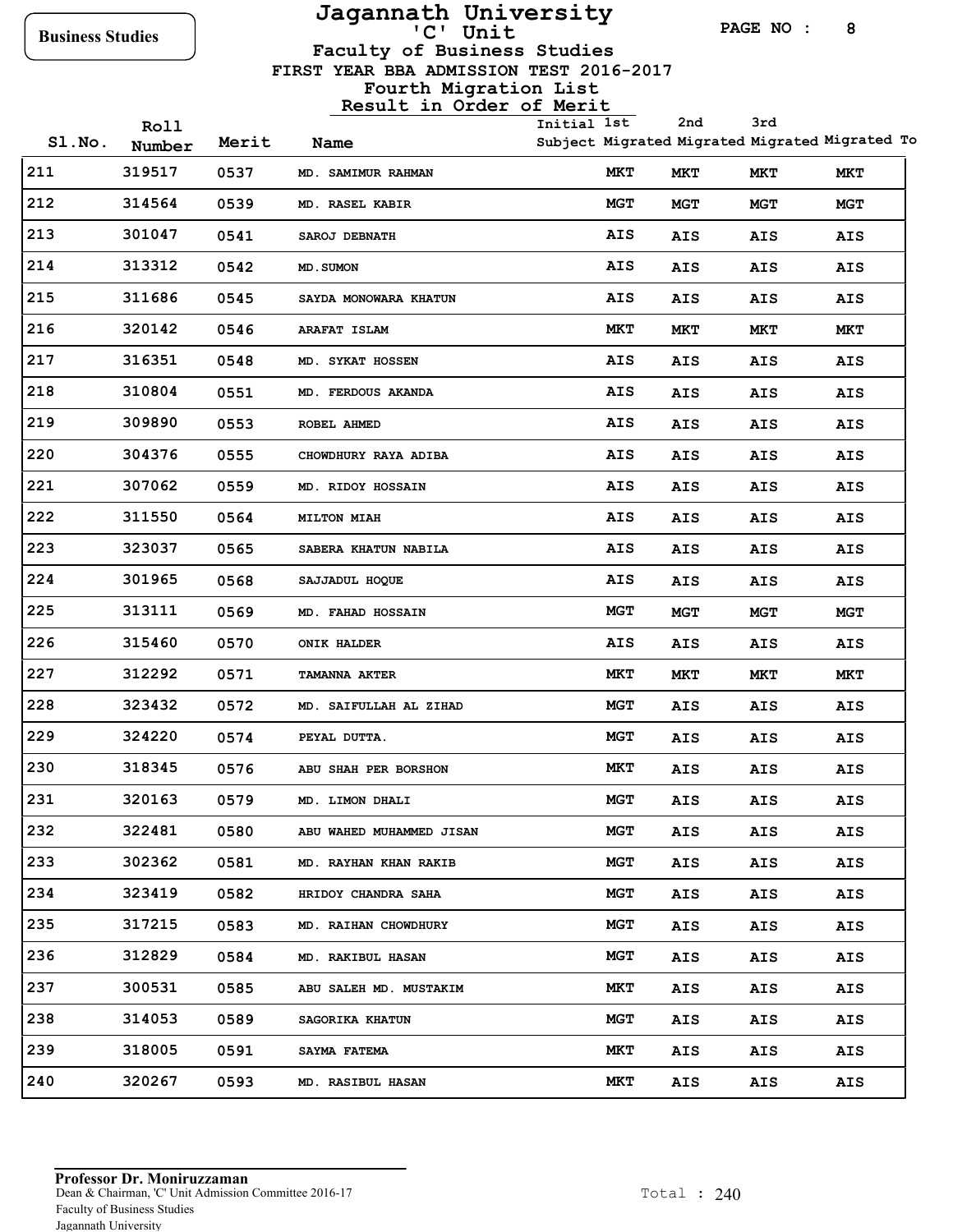Business Studies

# Jagannath University

## 'C' Unit

### Faculty of Business Studies

FIRST YEAR BBA ADMISSION TEST 2016-2017

Fourth Migration List

Result in Order of Merit

| Sl.No. | Roll Number | Merit | Name | Initial Subject | 1st Migrated | 2nd Migrated | 3rd Migrated | Migrated To |
|---|---|---|---|---|---|---|---|---|
| 211 | 319517 | 0537 | MD. SAMIMUR RAHMAN | MKT | MKT | MKT | MKT | |
| 212 | 314564 | 0539 | MD. RASEL KABIR | MGT | MGT | MGT | MGT | |
| 213 | 301047 | 0541 | SAROJ DEBNATH | AIS | AIS | AIS | AIS | |
| 214 | 313312 | 0542 | MD.SUMON | AIS | AIS | AIS | AIS | |
| 215 | 311686 | 0545 | SAYDA MONOWARA KHATUN | AIS | AIS | AIS | AIS | |
| 216 | 320142 | 0546 | ARAFAT ISLAM | MKT | MKT | MKT | MKT | |
| 217 | 316351 | 0548 | MD. SYKAT HOSSEN | AIS | AIS | AIS | AIS | |
| 218 | 310804 | 0551 | MD. FERDOUS AKANDA | AIS | AIS | AIS | AIS | |
| 219 | 309890 | 0553 | ROBEL AHMED | AIS | AIS | AIS | AIS | |
| 220 | 304376 | 0555 | CHOWDHURY RAYA ADIBA | AIS | AIS | AIS | AIS | |
| 221 | 307062 | 0559 | MD. RIDOY HOSSAIN | AIS | AIS | AIS | AIS | |
| 222 | 311550 | 0564 | MILTON MIAH | AIS | AIS | AIS | AIS | |
| 223 | 323037 | 0565 | SABERA KHATUN NABILA | AIS | AIS | AIS | AIS | |
| 224 | 301965 | 0568 | SAJJADUL HOQUE | AIS | AIS | AIS | AIS | |
| 225 | 313111 | 0569 | MD. FAHAD HOSSAIN | MGT | MGT | MGT | MGT | |
| 226 | 315460 | 0570 | ONIK HALDER | AIS | AIS | AIS | AIS | |
| 227 | 312292 | 0571 | TAMANNA AKTER | MKT | MKT | MKT | MKT | |
| 228 | 323432 | 0572 | MD. SAIFULLAH AL ZIHAD | MGT | AIS | AIS | AIS | |
| 229 | 324220 | 0574 | PEYAL DUTTA. | MGT | AIS | AIS | AIS | |
| 230 | 318345 | 0576 | ABU SHAH PER BORSHON | MKT | AIS | AIS | AIS | |
| 231 | 320163 | 0579 | MD. LIMON DHALI | MGT | AIS | AIS | AIS | |
| 232 | 322481 | 0580 | ABU WAHED MUHAMMED JISAN | MGT | AIS | AIS | AIS | |
| 233 | 302362 | 0581 | MD. RAYHAN KHAN RAKIB | MGT | AIS | AIS | AIS | |
| 234 | 323419 | 0582 | HRIDOY CHANDRA SAHA | MGT | AIS | AIS | AIS | |
| 235 | 317215 | 0583 | MD. RAIHAN CHOWDHURY | MGT | AIS | AIS | AIS | |
| 236 | 312829 | 0584 | MD. RAKIBUL HASAN | MGT | AIS | AIS | AIS | |
| 237 | 300531 | 0585 | ABU SALEH MD. MUSTAKIM | MKT | AIS | AIS | AIS | |
| 238 | 314053 | 0589 | SAGORIKA KHATUN | MGT | AIS | AIS | AIS | |
| 239 | 318005 | 0591 | SAYMA FATEMA | MKT | AIS | AIS | AIS | |
| 240 | 320267 | 0593 | MD. RASIBUL HASAN | MKT | AIS | AIS | AIS | |

**Professor Dr. Moniruzzaman**
Dean & Chairman, 'C' Unit Admission Committee 2016-17
Faculty of Business Studies
Jagannath University

Total : 240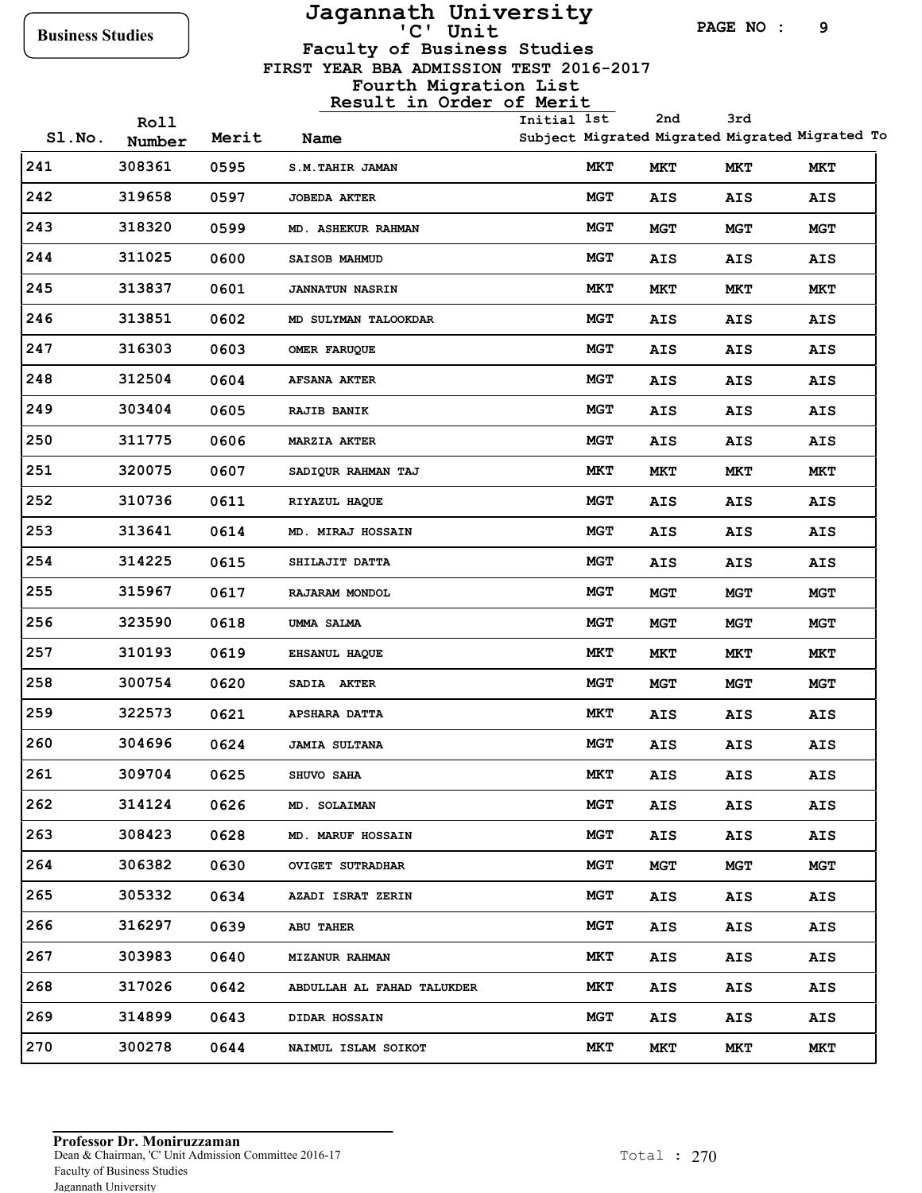Business Studies

# Jagannath University

## 'C' Unit

### Faculty of Business Studies

FIRST YEAR BBA ADMISSION TEST 2016-2017

Fourth Migration List

Result in Order of Merit

| Sl.No. | Roll Number | Merit | Name | Initial Subject | 1st Migrated | 2nd Migrated | 3rd Migrated | Migrated To |
|---|---|---|---|---|---|---|---|---|
| 241 | 308361 | 0595 | S.M.TAHIR JAMAN | MKT | MKT | MKT | MKT | |
| 242 | 319658 | 0597 | JOBEDA AKTER | MGT | AIS | AIS | AIS | |
| 243 | 318320 | 0599 | MD. ASHEKUR RAHMAN | MGT | MGT | MGT | MGT | |
| 244 | 311025 | 0600 | SAISOB MAHMUD | MGT | AIS | AIS | AIS | |
| 245 | 313837 | 0601 | JANNATUN NASRIN | MKT | MKT | MKT | MKT | |
| 246 | 313851 | 0602 | MD SULYMAN TALOOKDAR | MGT | AIS | AIS | AIS | |
| 247 | 316303 | 0603 | OMER FARUQUE | MGT | AIS | AIS | AIS | |
| 248 | 312504 | 0604 | AFSANA AKTER | MGT | AIS | AIS | AIS | |
| 249 | 303404 | 0605 | RAJIB BANIK | MGT | AIS | AIS | AIS | |
| 250 | 311775 | 0606 | MARZIA AKTER | MGT | AIS | AIS | AIS | |
| 251 | 320075 | 0607 | SADIQUR RAHMAN TAJ | MKT | MKT | MKT | MKT | |
| 252 | 310736 | 0611 | RIYAZUL HAQUE | MGT | AIS | AIS | AIS | |
| 253 | 313641 | 0614 | MD. MIRAJ HOSSAIN | MGT | AIS | AIS | AIS | |
| 254 | 314225 | 0615 | SHILAJIT DATTA | MGT | AIS | AIS | AIS | |
| 255 | 315967 | 0617 | RAJARAM MONDOL | MGT | MGT | MGT | MGT | |
| 256 | 323590 | 0618 | UMMA SALMA | MGT | MGT | MGT | MGT | |
| 257 | 310193 | 0619 | EHSANUL HAQUE | MKT | MKT | MKT | MKT | |
| 258 | 300754 | 0620 | SADIA AKTER | MGT | MGT | MGT | MGT | |
| 259 | 322573 | 0621 | APSHARA DATTA | MKT | AIS | AIS | AIS | |
| 260 | 304696 | 0624 | JAMIA SULTANA | MGT | AIS | AIS | AIS | |
| 261 | 309704 | 0625 | SHUVO SAHA | MKT | AIS | AIS | AIS | |
| 262 | 314124 | 0626 | MD. SOLAIMAN | MGT | AIS | AIS | AIS | |
| 263 | 308423 | 0628 | MD. MARUF HOSSAIN | MGT | AIS | AIS | AIS | |
| 264 | 306382 | 0630 | OVIGET SUTRADHAR | MGT | MGT | MGT | MGT | |
| 265 | 305332 | 0634 | AZADI ISRAT ZERIN | MGT | AIS | AIS | AIS | |
| 266 | 316297 | 0639 | ABU TAHER | MGT | AIS | AIS | AIS | |
| 267 | 303983 | 0640 | MIZANUR RAHMAN | MKT | AIS | AIS | AIS | |
| 268 | 317026 | 0642 | ABDULLAH AL FAHAD TALUKDER | MKT | AIS | AIS | AIS | |
| 269 | 314899 | 0643 | DIDAR HOSSAIN | MGT | AIS | AIS | AIS | |
| 270 | 300278 | 0644 | NAIMUL ISLAM SOIKOT | MKT | MKT | MKT | MKT | |

**Professor Dr. Moniruzzaman**
Dean & Chairman, 'C' Unit Admission Committee 2016-17
Faculty of Business Studies
Jagannath University

Total : 270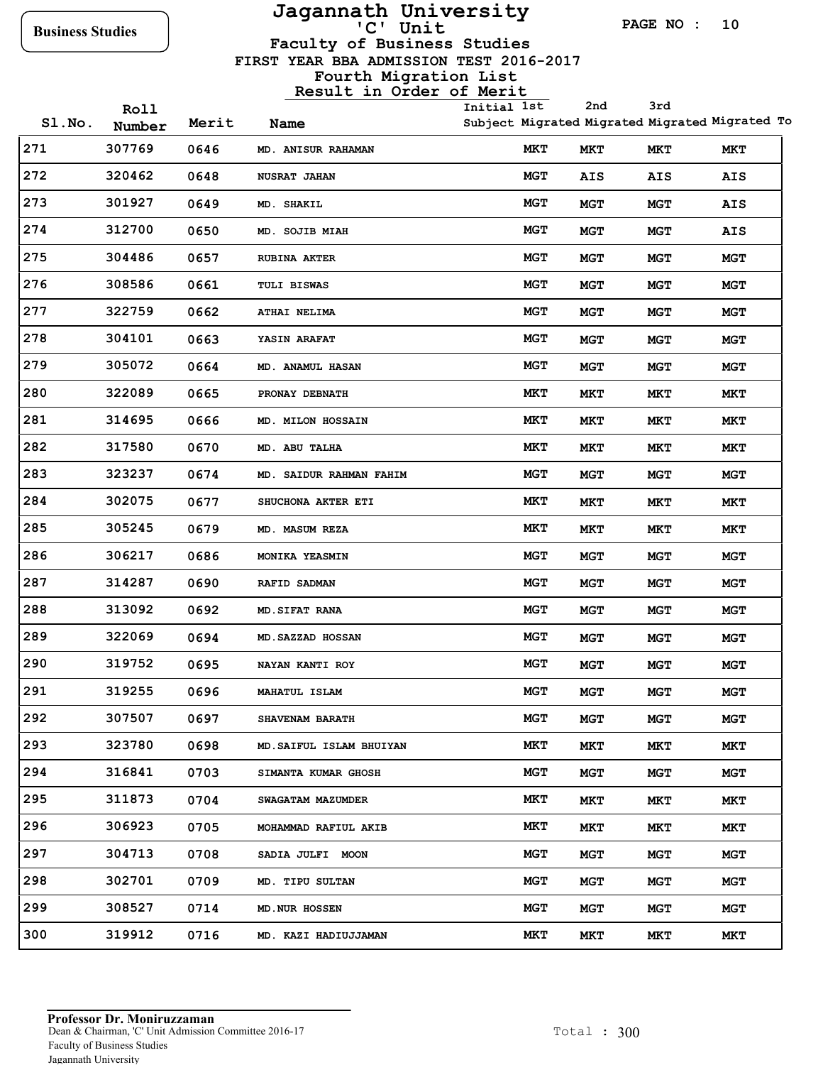Business Studies

# Jagannath University

## 'C' Unit

### Faculty of Business Studies

FIRST YEAR BBA ADMISSION TEST 2016-2017

Fourth Migration List

Result in Order of Merit

| Sl.No. | Roll Number | Merit | Name | Initial Subject | 1st Migrated | 2nd Migrated | 3rd Migrated | Migrated To |
|---|---|---|---|---|---|---|---|---|
| 271 | 307769 | 0646 | MD. ANISUR RAHAMAN | MKT | MKT | MKT | MKT | |
| 272 | 320462 | 0648 | NUSRAT JAHAN | MGT | AIS | AIS | AIS | |
| 273 | 301927 | 0649 | MD. SHAKIL | MGT | MGT | MGT | AIS | |
| 274 | 312700 | 0650 | MD. SOJIB MIAH | MGT | MGT | MGT | AIS | |
| 275 | 304486 | 0657 | RUBINA AKTER | MGT | MGT | MGT | MGT | |
| 276 | 308586 | 0661 | TULI BISWAS | MGT | MGT | MGT | MGT | |
| 277 | 322759 | 0662 | ATHAI NELIMA | MGT | MGT | MGT | MGT | |
| 278 | 304101 | 0663 | YASIN ARAFAT | MGT | MGT | MGT | MGT | |
| 279 | 305072 | 0664 | MD. ANAMUL HASAN | MGT | MGT | MGT | MGT | |
| 280 | 322089 | 0665 | PRONAY DEBNATH | MKT | MKT | MKT | MKT | |
| 281 | 314695 | 0666 | MD. MILON HOSSAIN | MKT | MKT | MKT | MKT | |
| 282 | 317580 | 0670 | MD. ABU TALHA | MKT | MKT | MKT | MKT | |
| 283 | 323237 | 0674 | MD. SAIDUR RAHMAN FAHIM | MGT | MGT | MGT | MGT | |
| 284 | 302075 | 0677 | SHUCHONA AKTER ETI | MKT | MKT | MKT | MKT | |
| 285 | 305245 | 0679 | MD. MASUM REZA | MKT | MKT | MKT | MKT | |
| 286 | 306217 | 0686 | MONIKA YEASMIN | MGT | MGT | MGT | MGT | |
| 287 | 314287 | 0690 | RAFID SADMAN | MGT | MGT | MGT | MGT | |
| 288 | 313092 | 0692 | MD.SIFAT RANA | MGT | MGT | MGT | MGT | |
| 289 | 322069 | 0694 | MD.SAZZAD HOSSAN | MGT | MGT | MGT | MGT | |
| 290 | 319752 | 0695 | NAYAN KANTI ROY | MGT | MGT | MGT | MGT | |
| 291 | 319255 | 0696 | MAHATUL ISLAM | MGT | MGT | MGT | MGT | |
| 292 | 307507 | 0697 | SHAVENAM BARATH | MGT | MGT | MGT | MGT | |
| 293 | 323780 | 0698 | MD.SAIFUL ISLAM BHUIYAN | MKT | MKT | MKT | MKT | |
| 294 | 316841 | 0703 | SIMANTA KUMAR GHOSH | MGT | MGT | MGT | MGT | |
| 295 | 311873 | 0704 | SWAGATAM MAZUMDER | MKT | MKT | MKT | MKT | |
| 296 | 306923 | 0705 | MOHAMMAD RAFIUL AKIB | MKT | MKT | MKT | MKT | |
| 297 | 304713 | 0708 | SADIA JULFI MOON | MGT | MGT | MGT | MGT | |
| 298 | 302701 | 0709 | MD. TIPU SULTAN | MGT | MGT | MGT | MGT | |
| 299 | 308527 | 0714 | MD.NUR HOSSEN | MGT | MGT | MGT | MGT | |
| 300 | 319912 | 0716 | MD. KAZI HADIUJJAMAN | MKT | MKT | MKT | MKT | |

**Professor Dr. Moniruzzaman**
Dean & Chairman, 'C' Unit Admission Committee 2016-17
Faculty of Business Studies
Jagannath University

Total : 300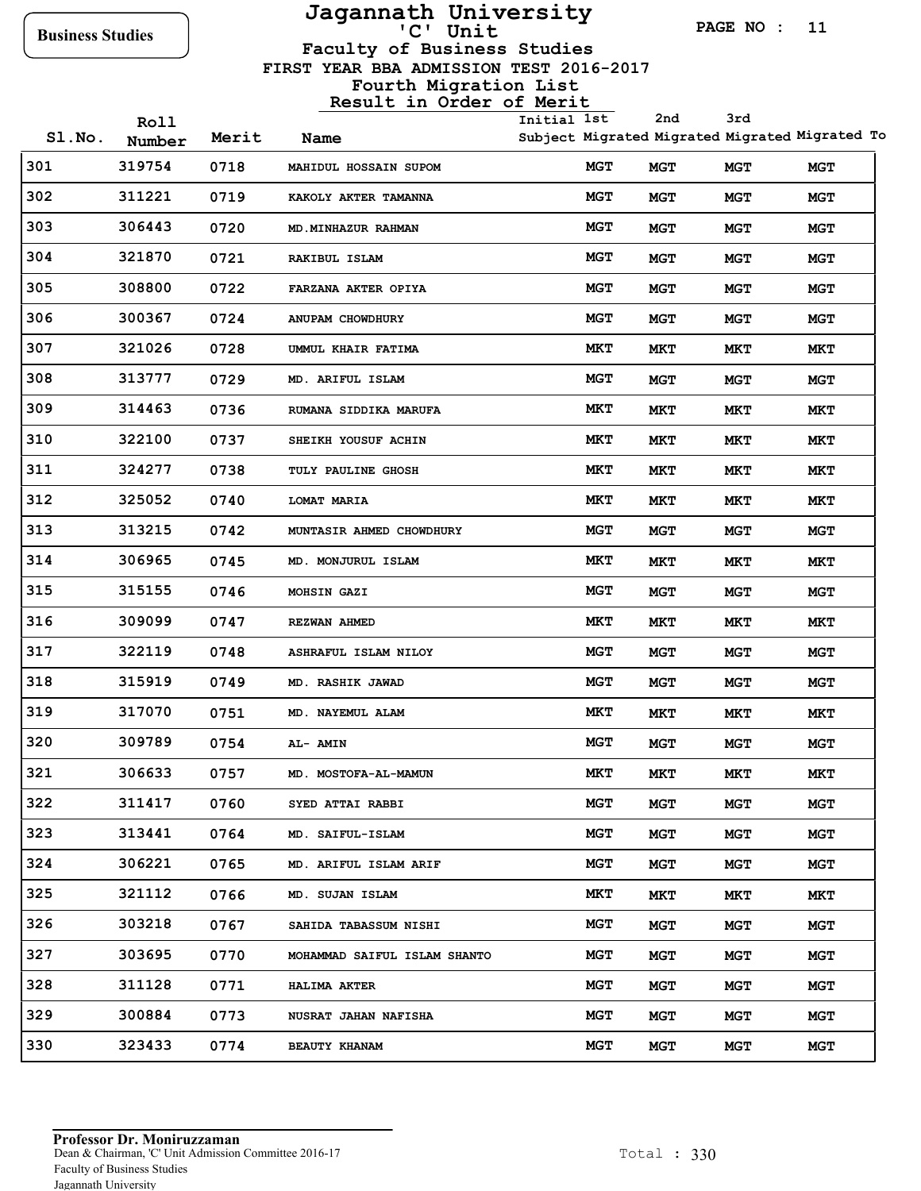Business Studies

# Jagannath University
## 'C' Unit
### Faculty of Business Studies
### FIRST YEAR BBA ADMISSION TEST 2016-2017
### Fourth Migration List
### Result in Order of Merit

| Sl.No. | Roll Number | Merit | Name | Initial Subject | 1st Migrated | 2nd Migrated | 3rd Migrated | Migrated To |
|---|---|---|---|---|---|---|---|---|
| 301 | 319754 | 0718 | MAHIDUL HOSSAIN SUPOM | MGT | MGT | MGT | MGT | |
| 302 | 311221 | 0719 | KAKOLY AKTER TAMANNA | MGT | MGT | MGT | MGT | |
| 303 | 306443 | 0720 | MD.MINHAZUR RAHMAN | MGT | MGT | MGT | MGT | |
| 304 | 321870 | 0721 | RAKIBUL ISLAM | MGT | MGT | MGT | MGT | |
| 305 | 308800 | 0722 | FARZANA AKTER OPIYA | MGT | MGT | MGT | MGT | |
| 306 | 300367 | 0724 | ANUPAM CHOWDHURY | MGT | MGT | MGT | MGT | |
| 307 | 321026 | 0728 | UMMUL KHAIR FATIMA | MKT | MKT | MKT | MKT | |
| 308 | 313777 | 0729 | MD. ARIFUL ISLAM | MGT | MGT | MGT | MGT | |
| 309 | 314463 | 0736 | RUMANA SIDDIKA MARUFA | MKT | MKT | MKT | MKT | |
| 310 | 322100 | 0737 | SHEIKH YOUSUF ACHIN | MKT | MKT | MKT | MKT | |
| 311 | 324277 | 0738 | TULY PAULINE GHOSH | MKT | MKT | MKT | MKT | |
| 312 | 325052 | 0740 | LOMAT MARIA | MKT | MKT | MKT | MKT | |
| 313 | 313215 | 0742 | MUNTASIR AHMED CHOWDHURY | MGT | MGT | MGT | MGT | |
| 314 | 306965 | 0745 | MD. MONJURUL ISLAM | MKT | MKT | MKT | MKT | |
| 315 | 315155 | 0746 | MOHSIN GAZI | MGT | MGT | MGT | MGT | |
| 316 | 309099 | 0747 | REZWAN AHMED | MKT | MKT | MKT | MKT | |
| 317 | 322119 | 0748 | ASHRAFUL ISLAM NILOY | MGT | MGT | MGT | MGT | |
| 318 | 315919 | 0749 | MD. RASHIK JAWAD | MGT | MGT | MGT | MGT | |
| 319 | 317070 | 0751 | MD. NAYEMUL ALAM | MKT | MKT | MKT | MKT | |
| 320 | 309789 | 0754 | AL- AMIN | MGT | MGT | MGT | MGT | |
| 321 | 306633 | 0757 | MD. MOSTOFA-AL-MAMUN | MKT | MKT | MKT | MKT | |
| 322 | 311417 | 0760 | SYED ATTAI RABBI | MGT | MGT | MGT | MGT | |
| 323 | 313441 | 0764 | MD. SAIFUL-ISLAM | MGT | MGT | MGT | MGT | |
| 324 | 306221 | 0765 | MD. ARIFUL ISLAM ARIF | MGT | MGT | MGT | MGT | |
| 325 | 321112 | 0766 | MD. SUJAN ISLAM | MKT | MKT | MKT | MKT | |
| 326 | 303218 | 0767 | SAHIDA TABASSUM NISHI | MGT | MGT | MGT | MGT | |
| 327 | 303695 | 0770 | MOHAMMAD SAIFUL ISLAM SHANTO | MGT | MGT | MGT | MGT | |
| 328 | 311128 | 0771 | HALIMA AKTER | MGT | MGT | MGT | MGT | |
| 329 | 300884 | 0773 | NUSRAT JAHAN NAFISHA | MGT | MGT | MGT | MGT | |
| 330 | 323433 | 0774 | BEAUTY KHANAM | MGT | MGT | MGT | MGT | |

**Professor Dr. Moniruzzaman**
Dean & Chairman, 'C' Unit Admission Committee 2016-17
Faculty of Business Studies
Jagannath University

Total : 330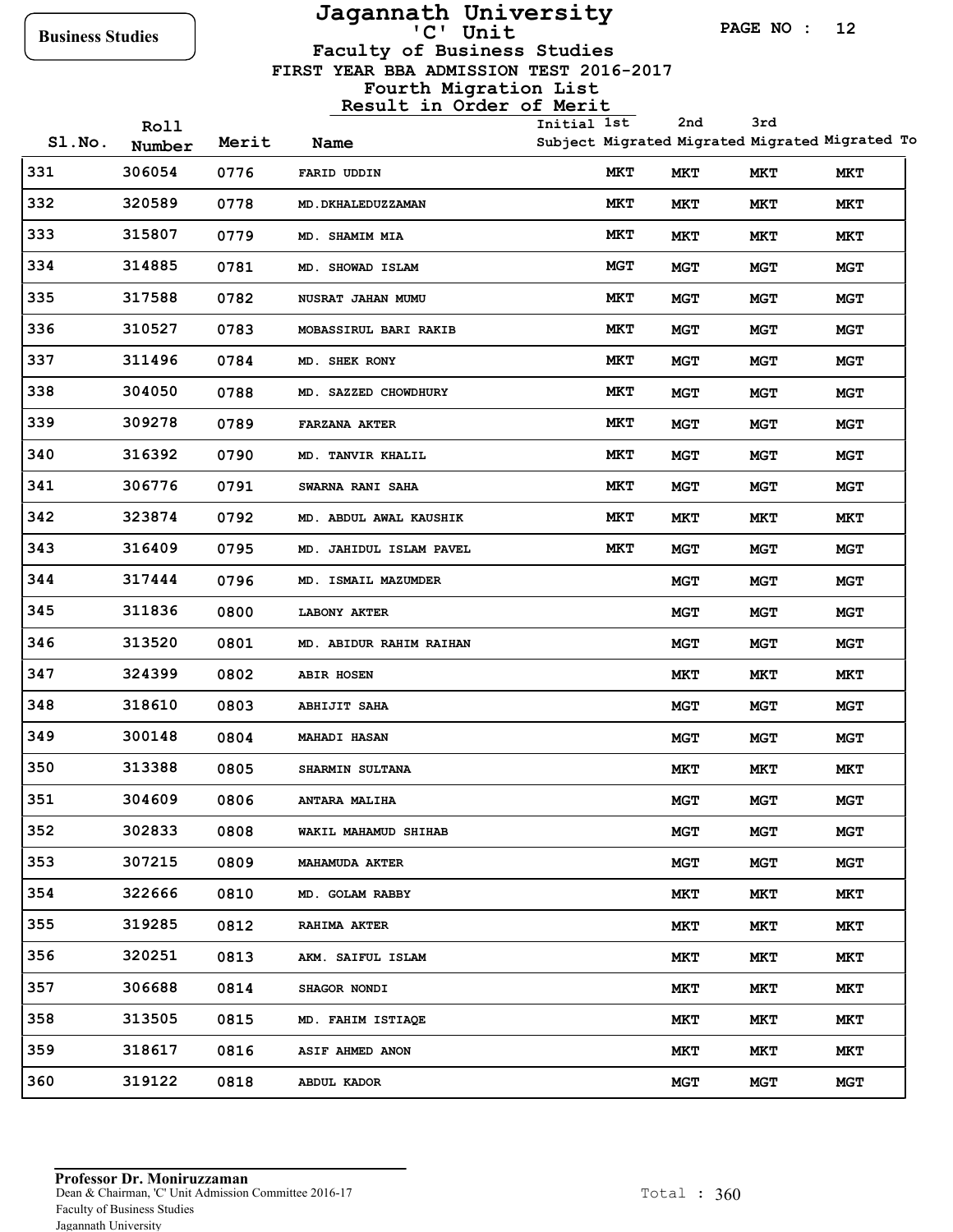Business Studies

# Jagannath University

## 'C' Unit

### Faculty of Business Studies

FIRST YEAR BBA ADMISSION TEST 2016-2017

Fourth Migration List

Result in Order of Merit

| Sl.No. | Roll Number | Merit | Name | Initial Subject | 1st Migrated | 2nd Migrated | 3rd Migrated | Migrated To |
|---|---|---|---|---|---|---|---|---|
| 331 | 306054 | 0776 | FARID UDDIN | MKT | MKT | MKT | | MKT |
| 332 | 320589 | 0778 | MD.DKHALEDUZZAMAN | MKT | MKT | MKT | | MKT |
| 333 | 315807 | 0779 | MD. SHAMIM MIA | MKT | MKT | MKT | | MKT |
| 334 | 314885 | 0781 | MD. SHOWAD ISLAM | MGT | MGT | MGT | | MGT |
| 335 | 317588 | 0782 | NUSRAT JAHAN MUMU | MKT | MGT | MGT | | MGT |
| 336 | 310527 | 0783 | MOBASSIRUL BARI RAKIB | MKT | MGT | MGT | | MGT |
| 337 | 311496 | 0784 | MD. SHEK RONY | MKT | MGT | MGT | | MGT |
| 338 | 304050 | 0788 | MD. SAZZED CHOWDHURY | MKT | MGT | MGT | | MGT |
| 339 | 309278 | 0789 | FARZANA AKTER | MKT | MGT | MGT | | MGT |
| 340 | 316392 | 0790 | MD. TANVIR KHALIL | MKT | MGT | MGT | | MGT |
| 341 | 306776 | 0791 | SWARNA RANI SAHA | MKT | MGT | MGT | | MGT |
| 342 | 323874 | 0792 | MD. ABDUL AWAL KAUSHIK | MKT | MKT | MKT | | MKT |
| 343 | 316409 | 0795 | MD. JAHIDUL ISLAM PAVEL | MKT | MGT | MGT | | MGT |
| 344 | 317444 | 0796 | MD. ISMAIL MAZUMDER | | MGT | MGT | | MGT |
| 345 | 311836 | 0800 | LABONY AKTER | | MGT | MGT | | MGT |
| 346 | 313520 | 0801 | MD. ABIDUR RAHIM RAIHAN | | MGT | MGT | | MGT |
| 347 | 324399 | 0802 | ABIR HOSEN | | MKT | MKT | | MKT |
| 348 | 318610 | 0803 | ABHIJIT SAHA | | MGT | MGT | | MGT |
| 349 | 300148 | 0804 | MAHADI HASAN | | MGT | MGT | | MGT |
| 350 | 313388 | 0805 | SHARMIN SULTANA | | MKT | MKT | | MKT |
| 351 | 304609 | 0806 | ANTARA MALIHA | | MGT | MGT | | MGT |
| 352 | 302833 | 0808 | WAKIL MAHAMUD SHIHAB | | MGT | MGT | | MGT |
| 353 | 307215 | 0809 | MAHAMUDA AKTER | | MGT | MGT | | MGT |
| 354 | 322666 | 0810 | MD. GOLAM RABBY | | MKT | MKT | | MKT |
| 355 | 319285 | 0812 | RAHIMA AKTER | | MKT | MKT | | MKT |
| 356 | 320251 | 0813 | AKM. SAIFUL ISLAM | | MKT | MKT | | MKT |
| 357 | 306688 | 0814 | SHAGOR NONDI | | MKT | MKT | | MKT |
| 358 | 313505 | 0815 | MD. FAHIM ISTIAQE | | MKT | MKT | | MKT |
| 359 | 318617 | 0816 | ASIF AHMED ANON | | MKT | MKT | | MKT |
| 360 | 319122 | 0818 | ABDUL KADOR | | MGT | MGT | | MGT |

**Professor Dr. Moniruzzaman**
Dean & Chairman, 'C' Unit Admission Committee 2016-17
Faculty of Business Studies
Jagannath University

Total : 360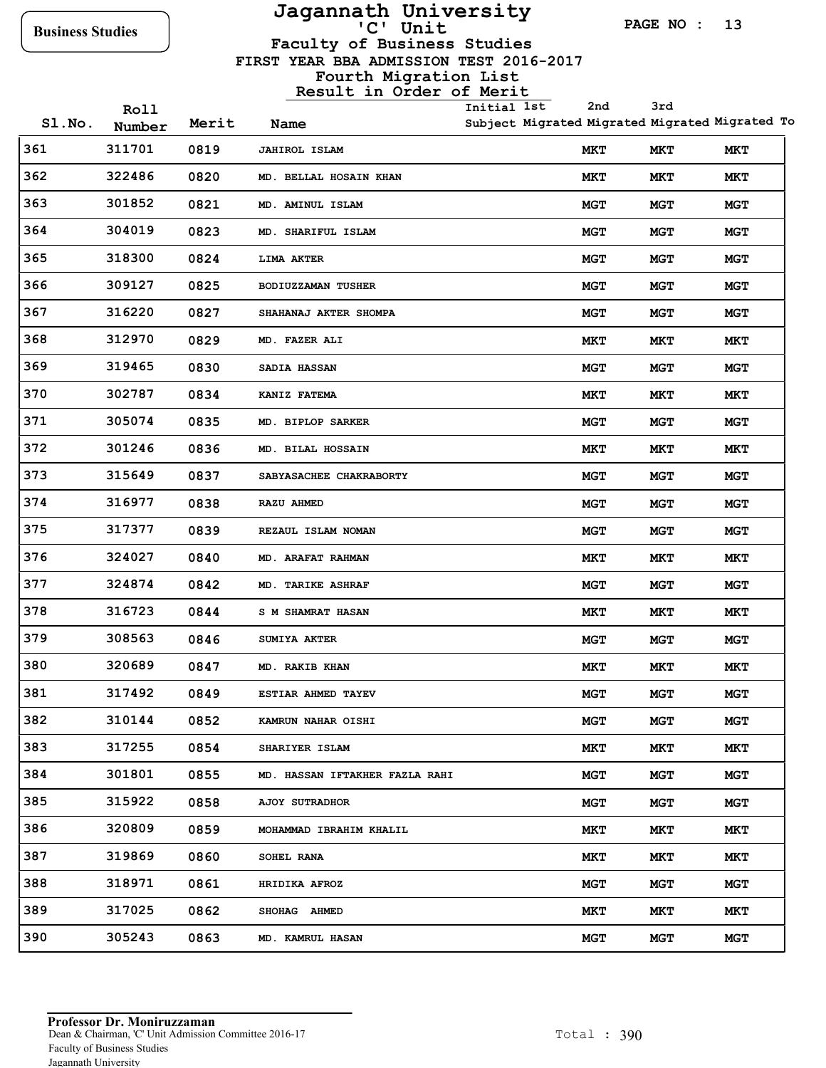Business Studies

# Jagannath University

## 'C' Unit

## Faculty of Business Studies

### FIRST YEAR BBA ADMISSION TEST 2016-2017

### Fourth Migration List

### Result in Order of Merit

| Sl.No. | Roll Number | Merit | Name | Initial Subject | 1st Migrated | 2nd Migrated | 3rd Migrated | Migrated To |
|---|---|---|---|---|---|---|---|---|
| 361 | 311701 | 0819 | JAHIROL ISLAM | | | MKT | MKT | MKT |
| 362 | 322486 | 0820 | MD. BELLAL HOSAIN KHAN | | | MKT | MKT | MKT |
| 363 | 301852 | 0821 | MD. AMINUL ISLAM | | | MGT | MGT | MGT |
| 364 | 304019 | 0823 | MD. SHARIFUL ISLAM | | | MGT | MGT | MGT |
| 365 | 318300 | 0824 | LIMA AKTER | | | MGT | MGT | MGT |
| 366 | 309127 | 0825 | BODIUZZAMAN TUSHER | | | MGT | MGT | MGT |
| 367 | 316220 | 0827 | SHAHANAJ AKTER SHOMPA | | | MGT | MGT | MGT |
| 368 | 312970 | 0829 | MD. FAZER ALI | | | MKT | MKT | MKT |
| 369 | 319465 | 0830 | SADIA HASSAN | | | MGT | MGT | MGT |
| 370 | 302787 | 0834 | KANIZ FATEMA | | | MKT | MKT | MKT |
| 371 | 305074 | 0835 | MD. BIPLOP SARKER | | | MGT | MGT | MGT |
| 372 | 301246 | 0836 | MD. BILAL HOSSAIN | | | MKT | MKT | MKT |
| 373 | 315649 | 0837 | SABYASACHEE CHAKRABORTY | | | MGT | MGT | MGT |
| 374 | 316977 | 0838 | RAZU AHMED | | | MGT | MGT | MGT |
| 375 | 317377 | 0839 | REZAUL ISLAM NOMAN | | | MGT | MGT | MGT |
| 376 | 324027 | 0840 | MD. ARAFAT RAHMAN | | | MKT | MKT | MKT |
| 377 | 324874 | 0842 | MD. TARIKE ASHRAF | | | MGT | MGT | MGT |
| 378 | 316723 | 0844 | S M SHAMRAT HASAN | | | MKT | MKT | MKT |
| 379 | 308563 | 0846 | SUMIYA AKTER | | | MGT | MGT | MGT |
| 380 | 320689 | 0847 | MD. RAKIB KHAN | | | MKT | MKT | MKT |
| 381 | 317492 | 0849 | ESTIAR AHMED TAYEV | | | MGT | MGT | MGT |
| 382 | 310144 | 0852 | KAMRUN NAHAR OISHI | | | MGT | MGT | MGT |
| 383 | 317255 | 0854 | SHARIYER ISLAM | | | MKT | MKT | MKT |
| 384 | 301801 | 0855 | MD. HASSAN IFTAKHER FAZLA RAHI | | | MGT | MGT | MGT |
| 385 | 315922 | 0858 | AJOY SUTRADHOR | | | MGT | MGT | MGT |
| 386 | 320809 | 0859 | MOHAMMAD IBRAHIM KHALIL | | | MKT | MKT | MKT |
| 387 | 319869 | 0860 | SOHEL RANA | | | MKT | MKT | MKT |
| 388 | 318971 | 0861 | HRIDIKA AFROZ | | | MGT | MGT | MGT |
| 389 | 317025 | 0862 | SHOHAG AHMED | | | MKT | MKT | MKT |
| 390 | 305243 | 0863 | MD. KAMRUL HASAN | | | MGT | MGT | MGT |

**Professor Dr. Moniruzzaman**
Dean & Chairman, 'C' Unit Admission Committee 2016-17
Faculty of Business Studies
Jagannath University

Total : 390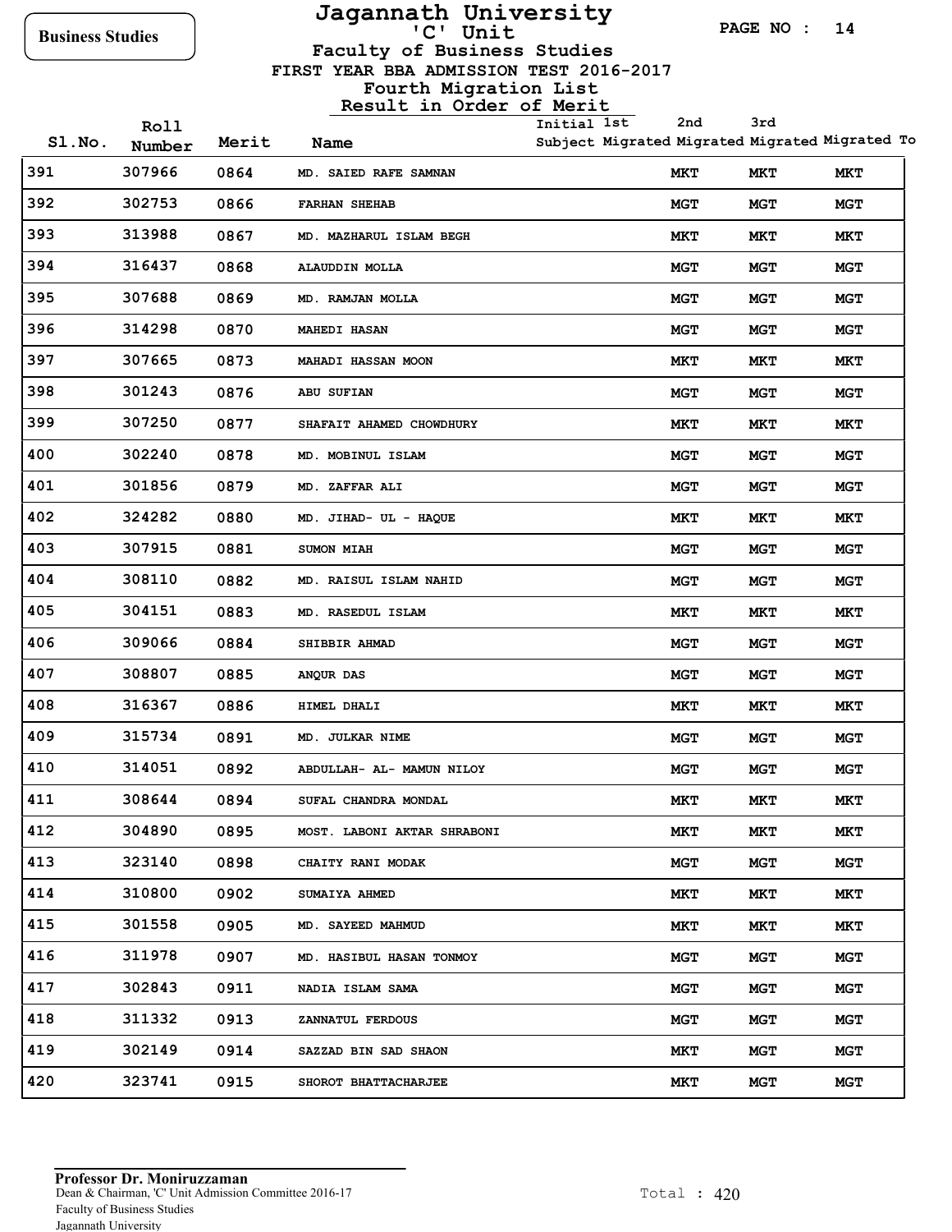Business Studies

# Jagannath University
## 'C' Unit
### Faculty of Business Studies
FIRST YEAR BBA ADMISSION TEST 2016-2017

Fourth Migration List

Result in Order of Merit

| Sl.No. | Roll Number | Merit | Name | Initial Subject | 1st Migrated | 2nd Migrated | 3rd Migrated | Migrated To |
|---|---|---|---|---|---|---|---|---|
| 391 | 307966 | 0864 | MD. SAIED RAFE SAMNAN | | | MKT | MKT | MKT |
| 392 | 302753 | 0866 | FARHAN SHEHAB | | | MGT | MGT | MGT |
| 393 | 313988 | 0867 | MD. MAZHARUL ISLAM BEGH | | | MKT | MKT | MKT |
| 394 | 316437 | 0868 | ALAUDDIN MOLLA | | | MGT | MGT | MGT |
| 395 | 307688 | 0869 | MD. RAMJAN MOLLA | | | MGT | MGT | MGT |
| 396 | 314298 | 0870 | MAHEDI HASAN | | | MGT | MGT | MGT |
| 397 | 307665 | 0873 | MAHADI HASSAN MOON | | | MKT | MKT | MKT |
| 398 | 301243 | 0876 | ABU SUFIAN | | | MGT | MGT | MGT |
| 399 | 307250 | 0877 | SHAFAIT AHAMED CHOWDHURY | | | MKT | MKT | MKT |
| 400 | 302240 | 0878 | MD. MOBINUL ISLAM | | | MGT | MGT | MGT |
| 401 | 301856 | 0879 | MD. ZAFFAR ALI | | | MGT | MGT | MGT |
| 402 | 324282 | 0880 | MD. JIHAD- UL - HAQUE | | | MKT | MKT | MKT |
| 403 | 307915 | 0881 | SUMON MIAH | | | MGT | MGT | MGT |
| 404 | 308110 | 0882 | MD. RAISUL ISLAM NAHID | | | MGT | MGT | MGT |
| 405 | 304151 | 0883 | MD. RASEDUL ISLAM | | | MKT | MKT | MKT |
| 406 | 309066 | 0884 | SHIBBIR AHMAD | | | MGT | MGT | MGT |
| 407 | 308807 | 0885 | ANQUR DAS | | | MGT | MGT | MGT |
| 408 | 316367 | 0886 | HIMEL DHALI | | | MKT | MKT | MKT |
| 409 | 315734 | 0891 | MD. JULKAR NIME | | | MGT | MGT | MGT |
| 410 | 314051 | 0892 | ABDULLAH- AL- MAMUN NILOY | | | MGT | MGT | MGT |
| 411 | 308644 | 0894 | SUFAL CHANDRA MONDAL | | | MKT | MKT | MKT |
| 412 | 304890 | 0895 | MOST. LABONI AKTAR SHRABONI | | | MKT | MKT | MKT |
| 413 | 323140 | 0898 | CHAITY RANI MODAK | | | MGT | MGT | MGT |
| 414 | 310800 | 0902 | SUMAIYA AHMED | | | MKT | MKT | MKT |
| 415 | 301558 | 0905 | MD. SAYEED MAHMUD | | | MKT | MKT | MKT |
| 416 | 311978 | 0907 | MD. HASIBUL HASAN TONMOY | | | MGT | MGT | MGT |
| 417 | 302843 | 0911 | NADIA ISLAM SAMA | | | MGT | MGT | MGT |
| 418 | 311332 | 0913 | ZANNATUL FERDOUS | | | MGT | MGT | MGT |
| 419 | 302149 | 0914 | SAZZAD BIN SAD SHAON | | | MKT | MGT | MGT |
| 420 | 323741 | 0915 | SHOROT BHATTACHARJEE | | | MKT | MGT | MGT |

**Professor Dr. Moniruzzaman**
Dean & Chairman, 'C' Unit Admission Committee 2016-17
Faculty of Business Studies
Jagannath University

Total : 420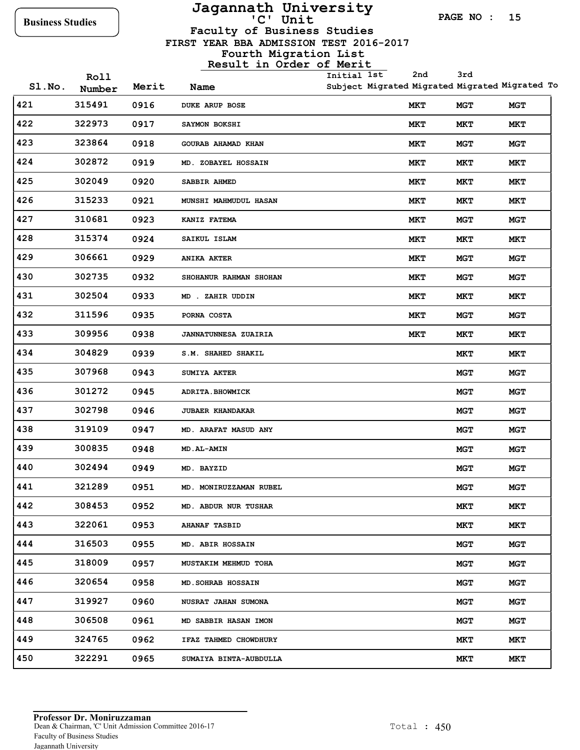# Jagannath University

## 'C' Unit

### Faculty of Business Studies

**FIRST YEAR BBA ADMISSION TEST 2016-2017**

**Fourth Migration List**

**Result in Order of Merit**

Business Studies

| Sl.No. | Roll Number | Merit | Name | Initial Subject | 1st Migrated | 2nd Migrated | 3rd Migrated | Migrated To |
|---|---|---|---|---|---|---|---|---|
| 421 | 315491 | 0916 | DUKE ARUP BOSE | | | MKT | MGT | MGT |
| 422 | 322973 | 0917 | SAYMON BOKSHI | | | MKT | MKT | MKT |
| 423 | 323864 | 0918 | GOURAB AHAMAD KHAN | | | MKT | MGT | MGT |
| 424 | 302872 | 0919 | MD. ZOBAYEL HOSSAIN | | | MKT | MKT | MKT |
| 425 | 302049 | 0920 | SABBIR AHMED | | | MKT | MKT | MKT |
| 426 | 315233 | 0921 | MUNSHI MAHMUDUL HASAN | | | MKT | MKT | MKT |
| 427 | 310681 | 0923 | KANIZ FATEMA | | | MKT | MGT | MGT |
| 428 | 315374 | 0924 | SAIKUL ISLAM | | | MKT | MKT | MKT |
| 429 | 306661 | 0929 | ANIKA AKTER | | | MKT | MGT | MGT |
| 430 | 302735 | 0932 | SHOHANUR RAHMAN SHOHAN | | | MKT | MGT | MGT |
| 431 | 302504 | 0933 | MD . ZAHIR UDDIN | | | MKT | MKT | MKT |
| 432 | 311596 | 0935 | PORNA COSTA | | | MKT | MGT | MGT |
| 433 | 309956 | 0938 | JANNATUNNESA ZUAIRIA | | | MKT | MKT | MKT |
| 434 | 304829 | 0939 | S.M. SHAHED SHAKIL | | | | MKT | MKT |
| 435 | 307968 | 0943 | SUMIYA AKTER | | | | MGT | MGT |
| 436 | 301272 | 0945 | ADRITA.BHOWMICK | | | | MGT | MGT |
| 437 | 302798 | 0946 | JUBAER KHANDAKAR | | | | MGT | MGT |
| 438 | 319109 | 0947 | MD. ARAFAT MASUD ANY | | | | MGT | MGT |
| 439 | 300835 | 0948 | MD.AL-AMIN | | | | MGT | MGT |
| 440 | 302494 | 0949 | MD. BAYZID | | | | MGT | MGT |
| 441 | 321289 | 0951 | MD. MONIRUZZAMAN RUBEL | | | | MGT | MGT |
| 442 | 308453 | 0952 | MD. ABDUR NUR TUSHAR | | | | MKT | MKT |
| 443 | 322061 | 0953 | AHANAF TASBID | | | | MKT | MKT |
| 444 | 316503 | 0955 | MD. ABIR HOSSAIN | | | | MGT | MGT |
| 445 | 318009 | 0957 | MUSTAKIM MEHMUD TOHA | | | | MGT | MGT |
| 446 | 320654 | 0958 | MD.SOHRAB HOSSAIN | | | | MGT | MGT |
| 447 | 319927 | 0960 | NUSRAT JAHAN SUMONA | | | | MGT | MGT |
| 448 | 306508 | 0961 | MD SABBIR HASAN IMON | | | | MGT | MGT |
| 449 | 324765 | 0962 | IFAZ TAHMED CHOWDHURY | | | | MKT | MKT |
| 450 | 322291 | 0965 | SUMAIYA BINTA-AUBDULLA | | | | MKT | MKT |

**Professor Dr. Moniruzzaman**
Dean & Chairman, 'C' Unit Admission Committee 2016-17
Faculty of Business Studies
Jagannath University

Total : 450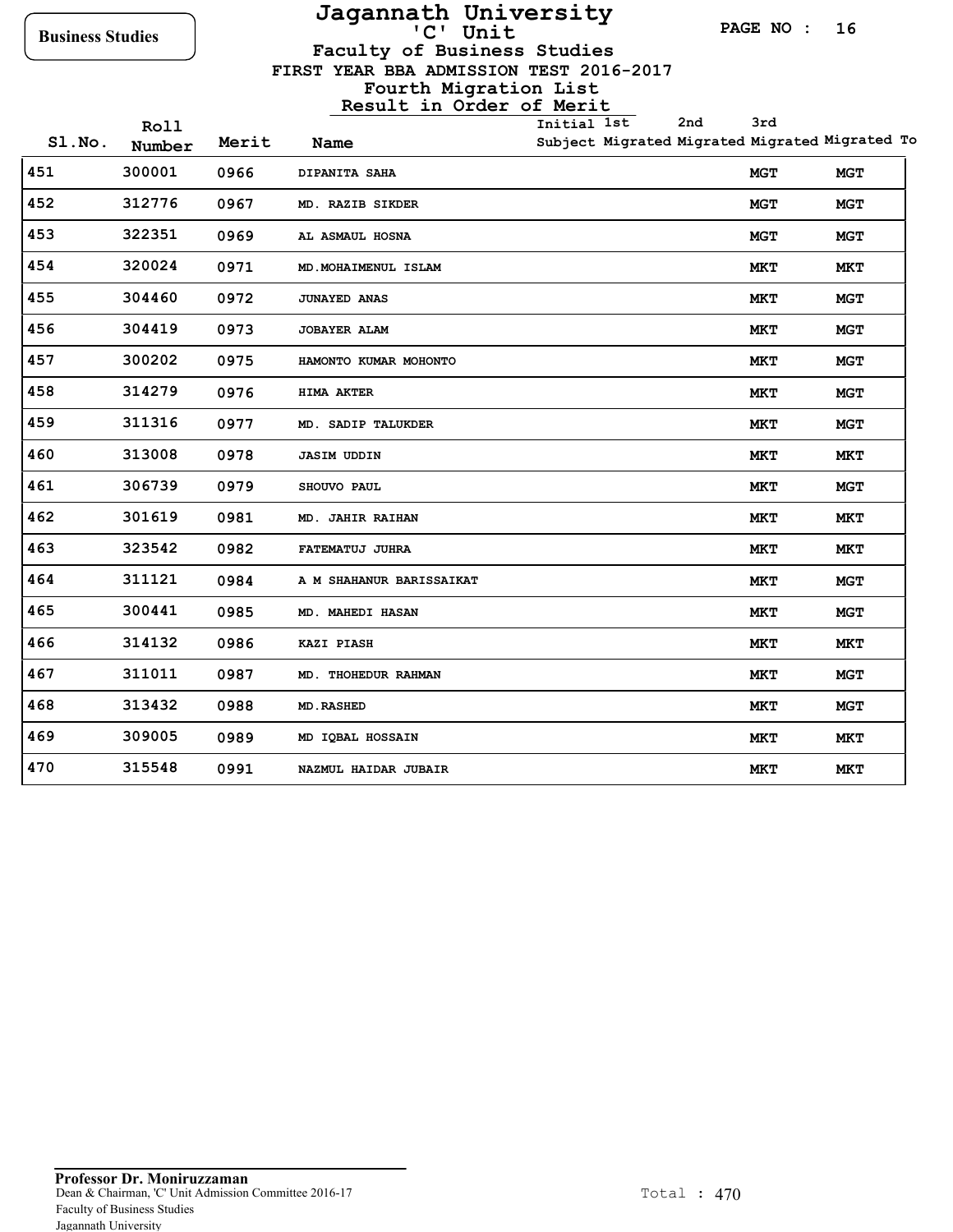Business Studies

# Jagannath University

## 'C' Unit

## Faculty of Business Studies

### FIRST YEAR BBA ADMISSION TEST 2016-2017

### Fourth Migration List

### Result in Order of Merit

| Sl.No. | Roll Number | Merit | Name | Initial Subject | 1st Migrated | 2nd Migrated | 3rd Migrated | Migrated To |
|---|---|---|---|---|---|---|---|---|
| 451 | 300001 | 0966 | DIPANITA SAHA | | | | MGT | MGT |
| 452 | 312776 | 0967 | MD. RAZIB SIKDER | | | | MGT | MGT |
| 453 | 322351 | 0969 | AL ASMAUL HOSNA | | | | MGT | MGT |
| 454 | 320024 | 0971 | MD.MOHAIMENUL ISLAM | | | | MKT | MKT |
| 455 | 304460 | 0972 | JUNAYED ANAS | | | | MKT | MGT |
| 456 | 304419 | 0973 | JOBAYER ALAM | | | | MKT | MGT |
| 457 | 300202 | 0975 | HAMONTO KUMAR MOHONTO | | | | MKT | MGT |
| 458 | 314279 | 0976 | HIMA AKTER | | | | MKT | MGT |
| 459 | 311316 | 0977 | MD. SADIP TALUKDER | | | | MKT | MGT |
| 460 | 313008 | 0978 | JASIM UDDIN | | | | MKT | MKT |
| 461 | 306739 | 0979 | SHOUVO PAUL | | | | MKT | MGT |
| 462 | 301619 | 0981 | MD. JAHIR RAIHAN | | | | MKT | MKT |
| 463 | 323542 | 0982 | FATEMATUJ JUHRA | | | | MKT | MKT |
| 464 | 311121 | 0984 | A M SHAHANUR BARISSAIKAT | | | | MKT | MGT |
| 465 | 300441 | 0985 | MD. MAHEDI HASAN | | | | MKT | MGT |
| 466 | 314132 | 0986 | KAZI PIASH | | | | MKT | MKT |
| 467 | 311011 | 0987 | MD. THOHEDUR RAHMAN | | | | MKT | MGT |
| 468 | 313432 | 0988 | MD.RASHED | | | | MKT | MGT |
| 469 | 309005 | 0989 | MD IQBAL HOSSAIN | | | | MKT | MKT |
| 470 | 315548 | 0991 | NAZMUL HAIDAR JUBAIR | | | | MKT | MKT |

**Professor Dr. Moniruzzaman**
Dean & Chairman, 'C' Unit Admission Committee 2016-17
Faculty of Business Studies
Jagannath University

Total : 470